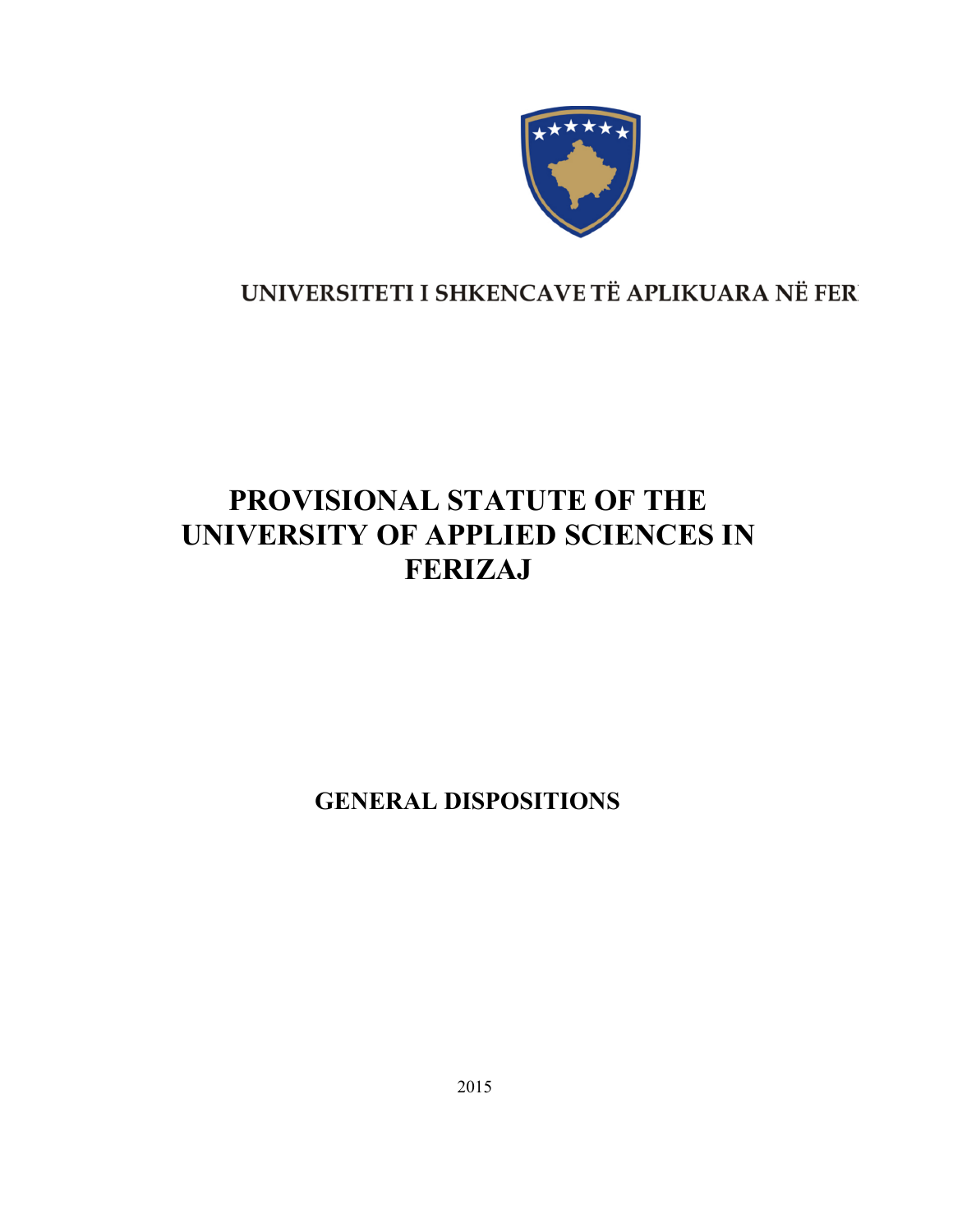UNIVERSITETI I SHKENCAVE TË APLIKUARA NË FER

# PROVISIONAL STATUTE OF THE UNIVERSITY OF APPLIED SCIENCES IN FERIZAJ

## GENERAL DISPOSITIONS

2015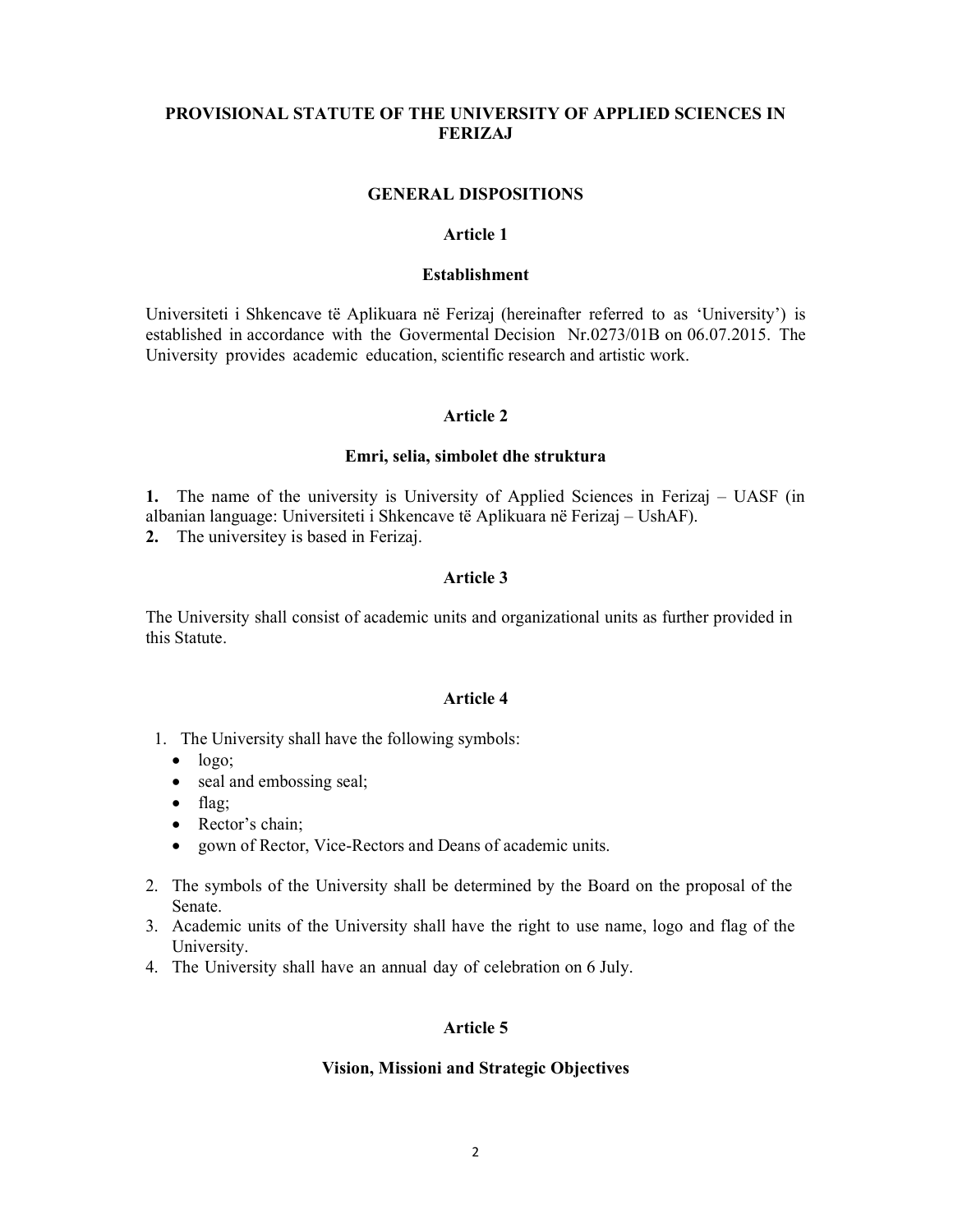# PROVISIONAL STATUTE OF THE UNIVERSITY OF APPLIED SCIENCES IN FERIZAJ

## GENERAL DISPOSITIONS

### Article 1

### Establishment

Universiteti i Shkencave të Aplikuara në Ferizaj (hereinafter referred to as 'University') is established in accordance with the Govermental Decision Nr.0273/01B on 06.07.2015. The University provides academic education, scientific research and artistic work.

### Article 2

### Emri, selia, simbolet dhe struktura

**1.** The name of the university is University of Applied Sciences in Ferizaj – UASF (in albanian language: Universiteti i Shkencave të Aplikuara në Ferizaj – UshAF).
**2.** The universitey is based in Ferizaj.

### Article 3

The University shall consist of academic units and organizational units as further provided in this Statute.

### Article 4

1. The University shall have the following symbols:
   - logo;
   - seal and embossing seal;
   - flag;
   - Rector's chain;
   - gown of Rector, Vice-Rectors and Deans of academic units.
2. The symbols of the University shall be determined by the Board on the proposal of the Senate.
3. Academic units of the University shall have the right to use name, logo and flag of the University.
4. The University shall have an annual day of celebration on 6 July.

### Article 5

### Vision, Missioni and Strategic Objectives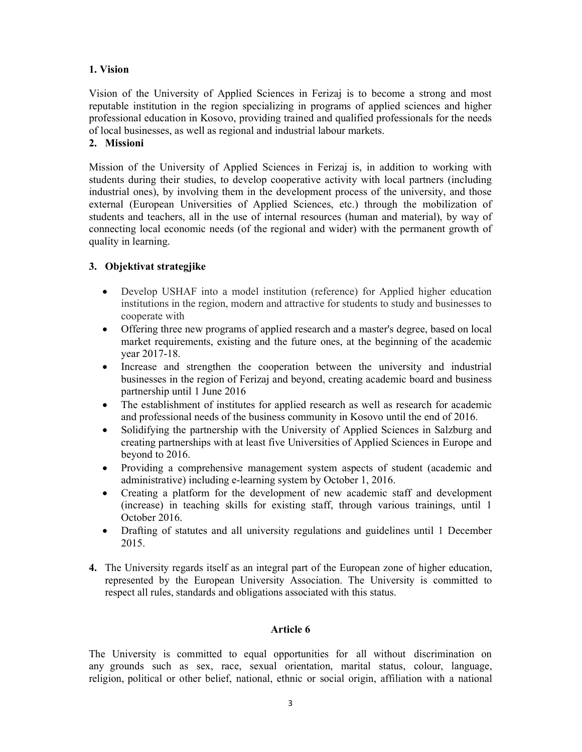**1. Vision**

Vision of the University of Applied Sciences in Ferizaj is to become a strong and most reputable institution in the region specializing in programs of applied sciences and higher professional education in Kosovo, providing trained and qualified professionals for the needs of local businesses, as well as regional and industrial labour markets.

**2. Missioni**

Mission of the University of Applied Sciences in Ferizaj is, in addition to working with students during their studies, to develop cooperative activity with local partners (including industrial ones), by involving them in the development process of the university, and those external (European Universities of Applied Sciences, etc.) through the mobilization of students and teachers, all in the use of internal resources (human and material), by way of connecting local economic needs (of the regional and wider) with the permanent growth of quality in learning.

**3. Objektivat strategjike**

- Develop USHAF into a model institution (reference) for Applied higher education institutions in the region, modern and attractive for students to study and businesses to cooperate with
- Offering three new programs of applied research and a master's degree, based on local market requirements, existing and the future ones, at the beginning of the academic year 2017-18.
- Increase and strengthen the cooperation between the university and industrial businesses in the region of Ferizaj and beyond, creating academic board and business partnership until 1 June 2016
- The establishment of institutes for applied research as well as research for academic and professional needs of the business community in Kosovo until the end of 2016.
- Solidifying the partnership with the University of Applied Sciences in Salzburg and creating partnerships with at least five Universities of Applied Sciences in Europe and beyond to 2016.
- Providing a comprehensive management system aspects of student (academic and administrative) including e-learning system by October 1, 2016.
- Creating a platform for the development of new academic staff and development (increase) in teaching skills for existing staff, through various trainings, until 1 October 2016.
- Drafting of statutes and all university regulations and guidelines until 1 December 2015.

**4.** The University regards itself as an integral part of the European zone of higher education, represented by the European University Association. The University is committed to respect all rules, standards and obligations associated with this status.

**Article 6**

The University is committed to equal opportunities for all without discrimination on any grounds such as sex, race, sexual orientation, marital status, colour, language, religion, political or other belief, national, ethnic or social origin, affiliation with a national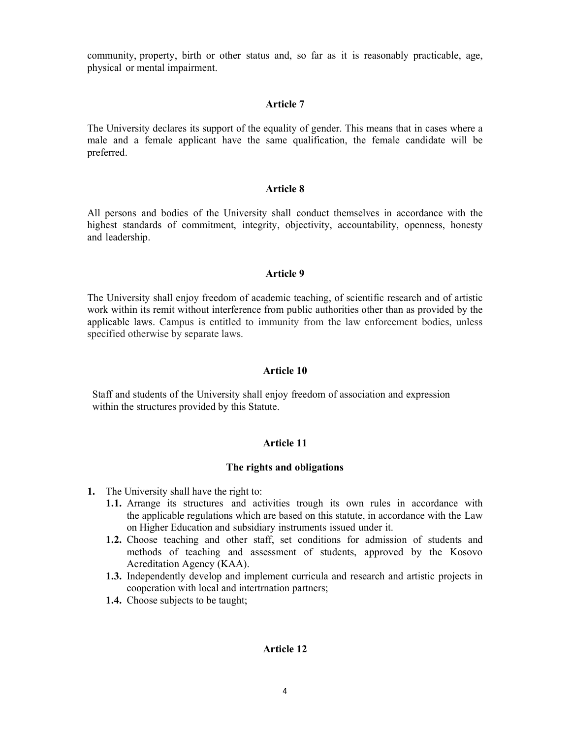community, property, birth or other status and, so far as it is reasonably practicable, age, physical or mental impairment.

### Article 7

The University declares its support of the equality of gender. This means that in cases where a male and a female applicant have the same qualification, the female candidate will be preferred.

### Article 8

All persons and bodies of the University shall conduct themselves in accordance with the highest standards of commitment, integrity, objectivity, accountability, openness, honesty and leadership.

### Article 9

The University shall enjoy freedom of academic teaching, of scientific research and of artistic work within its remit without interference from public authorities other than as provided by the applicable laws. Campus is entitled to immunity from the law enforcement bodies, unless specified otherwise by separate laws.

### Article 10

Staff and students of the University shall enjoy freedom of association and expression within the structures provided by this Statute.

### Article 11

### The rights and obligations

**1.** The University shall have the right to:

- **1.1.** Arrange its structures and activities trough its own rules in accordance with the applicable regulations which are based on this statute, in accordance with the Law on Higher Education and subsidiary instruments issued under it.
- **1.2.** Choose teaching and other staff, set conditions for admission of students and methods of teaching and assessment of students, approved by the Kosovo Acreditation Agency (KAA).
- **1.3.** Independently develop and implement curricula and research and artistic projects in cooperation with local and intertrnation partners;
- **1.4.** Choose subjects to be taught;

### Article 12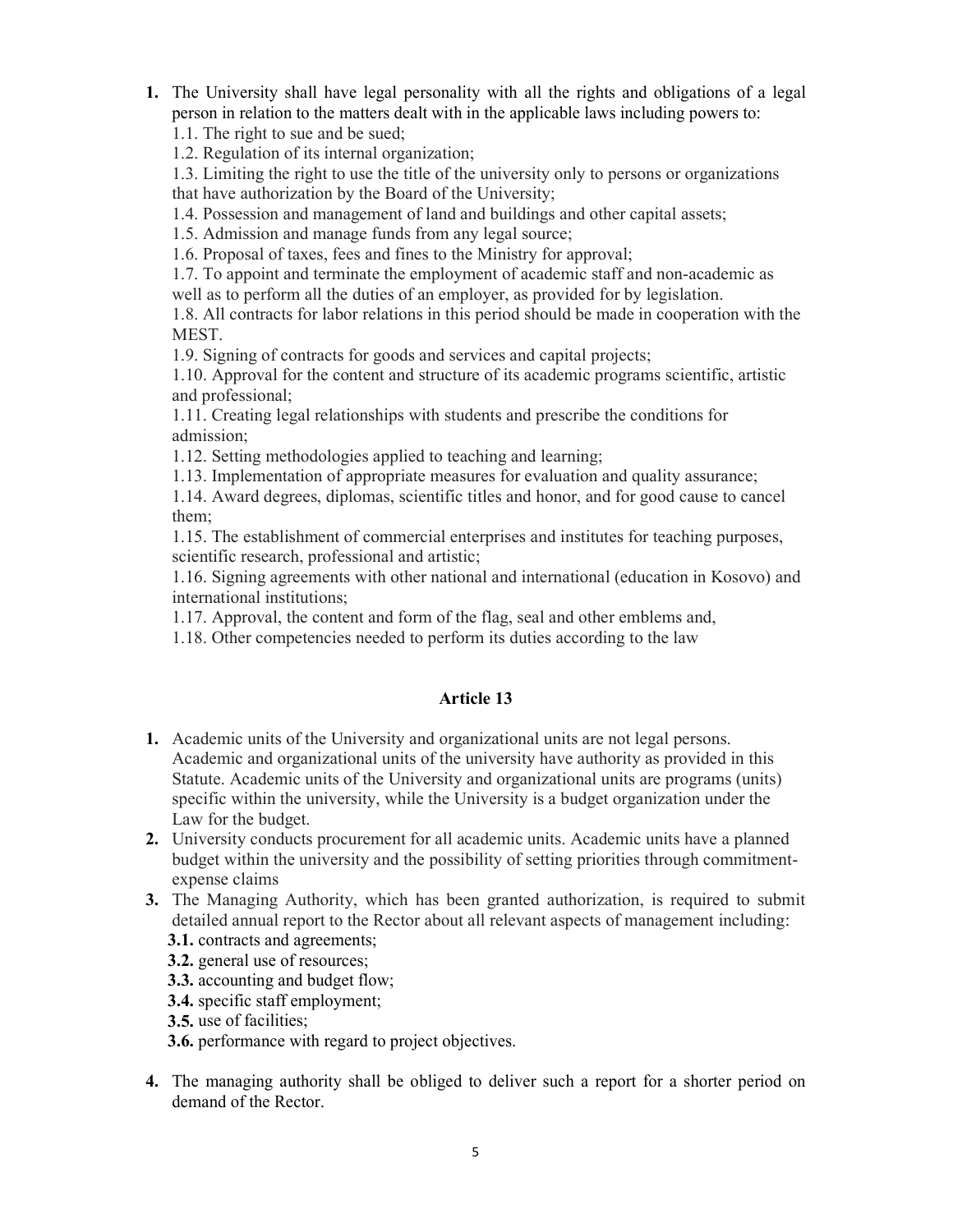**1.** The University shall have legal personality with all the rights and obligations of a legal person in relation to the matters dealt with in the applicable laws including powers to:

1.1. The right to sue and be sued;

1.2. Regulation of its internal organization;

1.3. Limiting the right to use the title of the university only to persons or organizations that have authorization by the Board of the University;

1.4. Possession and management of land and buildings and other capital assets;

1.5. Admission and manage funds from any legal source;

1.6. Proposal of taxes, fees and fines to the Ministry for approval;

1.7. To appoint and terminate the employment of academic staff and non-academic as well as to perform all the duties of an employer, as provided for by legislation.

1.8. All contracts for labor relations in this period should be made in cooperation with the MEST.

1.9. Signing of contracts for goods and services and capital projects;

1.10. Approval for the content and structure of its academic programs scientific, artistic and professional;

1.11. Creating legal relationships with students and prescribe the conditions for admission;

1.12. Setting methodologies applied to teaching and learning;

1.13. Implementation of appropriate measures for evaluation and quality assurance;

1.14. Award degrees, diplomas, scientific titles and honor, and for good cause to cancel them;

1.15. The establishment of commercial enterprises and institutes for teaching purposes, scientific research, professional and artistic;

1.16. Signing agreements with other national and international (education in Kosovo) and international institutions;

1.17. Approval, the content and form of the flag, seal and other emblems and,

1.18. Other competencies needed to perform its duties according to the law

## Article 13

**1.** Academic units of the University and organizational units are not legal persons. Academic and organizational units of the university have authority as provided in this Statute. Academic units of the University and organizational units are programs (units) specific within the university, while the University is a budget organization under the Law for the budget.

**2.** University conducts procurement for all academic units. Academic units have a planned budget within the university and the possibility of setting priorities through commitment-expense claims

**3.** The Managing Authority, which has been granted authorization, is required to submit detailed annual report to the Rector about all relevant aspects of management including:

**3.1.** contracts and agreements;

**3.2.** general use of resources;

**3.3.** accounting and budget flow;

**3.4.** specific staff employment;

**3.5.** use of facilities;

**3.6.** performance with regard to project objectives.

**4.** The managing authority shall be obliged to deliver such a report for a shorter period on demand of the Rector.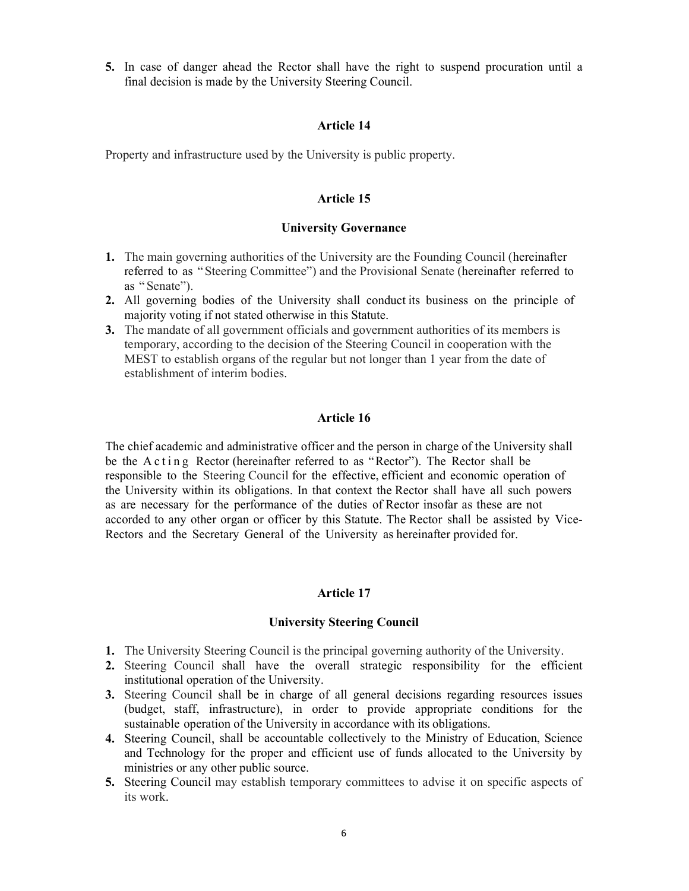5. In case of danger ahead the Rector shall have the right to suspend procuration until a final decision is made by the University Steering Council.

### Article 14

Property and infrastructure used by the University is public property.

### Article 15

### University Governance

1. The main governing authorities of the University are the Founding Council (hereinafter referred to as "Steering Committee") and the Provisional Senate (hereinafter referred to as "Senate").
2. All governing bodies of the University shall conduct its business on the principle of majority voting if not stated otherwise in this Statute.
3. The mandate of all government officials and government authorities of its members is temporary, according to the decision of the Steering Council in cooperation with the MEST to establish organs of the regular but not longer than 1 year from the date of establishment of interim bodies.

### Article 16

The chief academic and administrative officer and the person in charge of the University shall be the Acting Rector (hereinafter referred to as "Rector"). The Rector shall be responsible to the Steering Council for the effective, efficient and economic operation of the University within its obligations. In that context the Rector shall have all such powers as are necessary for the performance of the duties of Rector insofar as these are not accorded to any other organ or officer by this Statute. The Rector shall be assisted by Vice-Rectors and the Secretary General of the University as hereinafter provided for.

### Article 17

### University Steering Council

1. The University Steering Council is the principal governing authority of the University.
2. Steering Council shall have the overall strategic responsibility for the efficient institutional operation of the University.
3. Steering Council shall be in charge of all general decisions regarding resources issues (budget, staff, infrastructure), in order to provide appropriate conditions for the sustainable operation of the University in accordance with its obligations.
4. Steering Council, shall be accountable collectively to the Ministry of Education, Science and Technology for the proper and efficient use of funds allocated to the University by ministries or any other public source.
5. Steering Council may establish temporary committees to advise it on specific aspects of its work.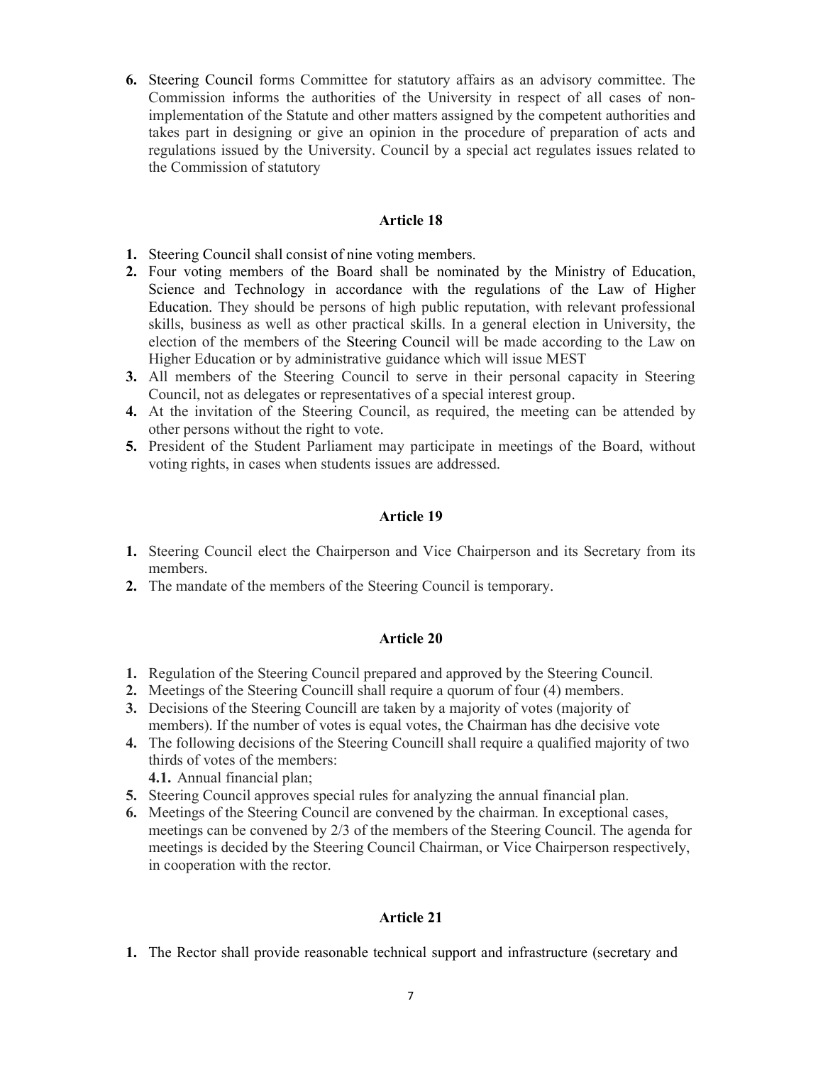**6.** Steering Council forms Committee for statutory affairs as an advisory committee. The Commission informs the authorities of the University in respect of all cases of non-implementation of the Statute and other matters assigned by the competent authorities and takes part in designing or give an opinion in the procedure of preparation of acts and regulations issued by the University. Council by a special act regulates issues related to the Commission of statutory

### Article 18

**1.** Steering Council shall consist of nine voting members.

**2.** Four voting members of the Board shall be nominated by the Ministry of Education, Science and Technology in accordance with the regulations of the Law of Higher Education. They should be persons of high public reputation, with relevant professional skills, business as well as other practical skills. In a general election in University, the election of the members of the Steering Council will be made according to the Law on Higher Education or by administrative guidance which will issue MEST

**3.** All members of the Steering Council to serve in their personal capacity in Steering Council, not as delegates or representatives of a special interest group.

**4.** At the invitation of the Steering Council, as required, the meeting can be attended by other persons without the right to vote.

**5.** President of the Student Parliament may participate in meetings of the Board, without voting rights, in cases when students issues are addressed.

### Article 19

**1.** Steering Council elect the Chairperson and Vice Chairperson and its Secretary from its members.

**2.** The mandate of the members of the Steering Council is temporary.

### Article 20

**1.** Regulation of the Steering Council prepared and approved by the Steering Council.

**2.** Meetings of the Steering Councill shall require a quorum of four (4) members.

**3.** Decisions of the Steering Councill are taken by a majority of votes (majority of members). If the number of votes is equal votes, the Chairman has dhe decisive vote

**4.** The following decisions of the Steering Councill shall require a qualified majority of two thirds of votes of the members:

**4.1.** Annual financial plan;

**5.** Steering Council approves special rules for analyzing the annual financial plan.

**6.** Meetings of the Steering Council are convened by the chairman. In exceptional cases, meetings can be convened by 2/3 of the members of the Steering Council. The agenda for meetings is decided by the Steering Council Chairman, or Vice Chairperson respectively, in cooperation with the rector.

### Article 21

**1.** The Rector shall provide reasonable technical support and infrastructure (secretary and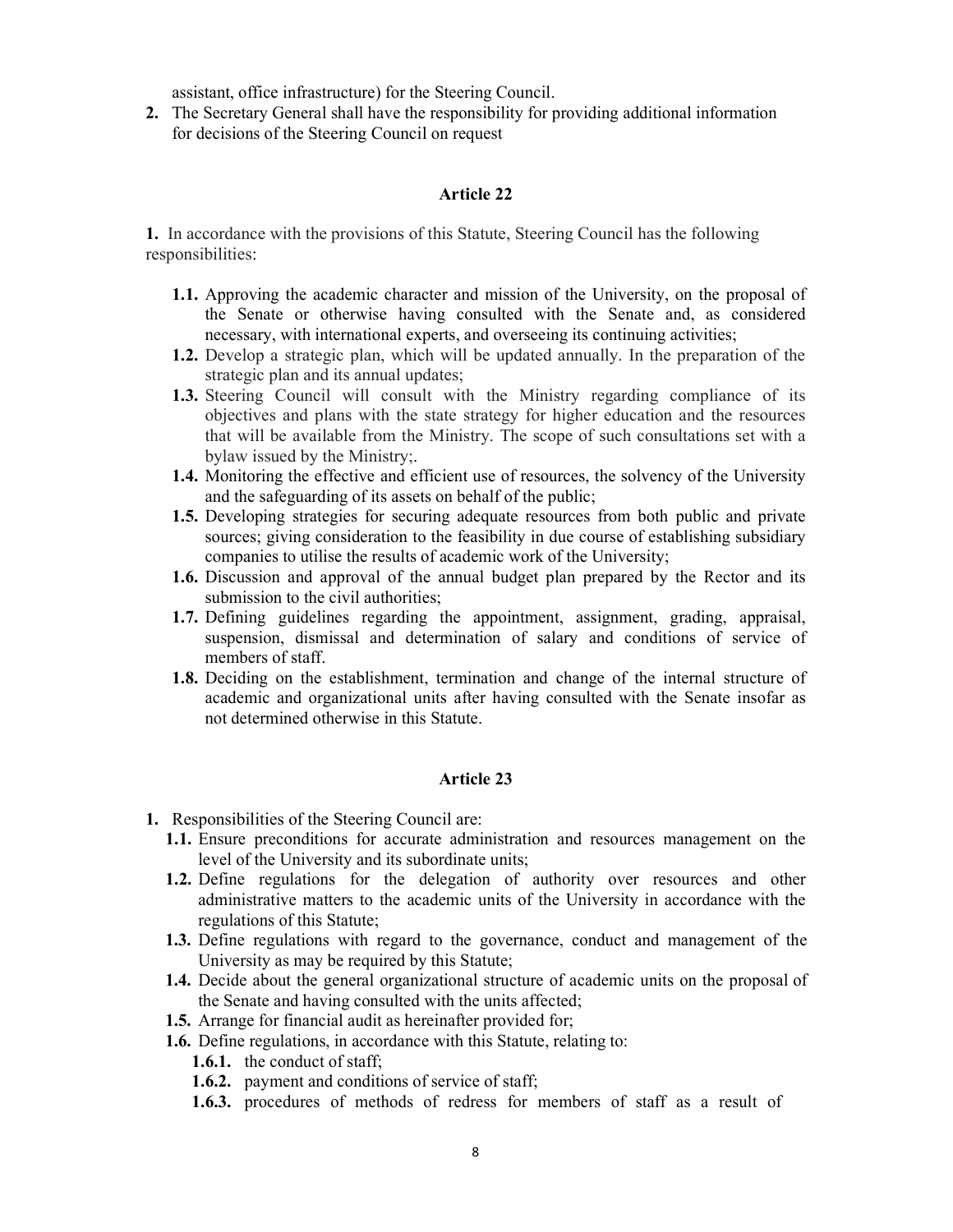assistant, office infrastructure) for the Steering Council.

**2.** The Secretary General shall have the responsibility for providing additional information for decisions of the Steering Council on request

### Article 22

**1.** In accordance with the provisions of this Statute, Steering Council has the following responsibilities:

- **1.1.** Approving the academic character and mission of the University, on the proposal of the Senate or otherwise having consulted with the Senate and, as considered necessary, with international experts, and overseeing its continuing activities;
- **1.2.** Develop a strategic plan, which will be updated annually. In the preparation of the strategic plan and its annual updates;
- **1.3.** Steering Council will consult with the Ministry regarding compliance of its objectives and plans with the state strategy for higher education and the resources that will be available from the Ministry. The scope of such consultations set with a bylaw issued by the Ministry;.
- **1.4.** Monitoring the effective and efficient use of resources, the solvency of the University and the safeguarding of its assets on behalf of the public;
- **1.5.** Developing strategies for securing adequate resources from both public and private sources; giving consideration to the feasibility in due course of establishing subsidiary companies to utilise the results of academic work of the University;
- **1.6.** Discussion and approval of the annual budget plan prepared by the Rector and its submission to the civil authorities;
- **1.7.** Defining guidelines regarding the appointment, assignment, grading, appraisal, suspension, dismissal and determination of salary and conditions of service of members of staff.
- **1.8.** Deciding on the establishment, termination and change of the internal structure of academic and organizational units after having consulted with the Senate insofar as not determined otherwise in this Statute.

### Article 23

**1.** Responsibilities of the Steering Council are:

- **1.1.** Ensure preconditions for accurate administration and resources management on the level of the University and its subordinate units;
- **1.2.** Define regulations for the delegation of authority over resources and other administrative matters to the academic units of the University in accordance with the regulations of this Statute;
- **1.3.** Define regulations with regard to the governance, conduct and management of the University as may be required by this Statute;
- **1.4.** Decide about the general organizational structure of academic units on the proposal of the Senate and having consulted with the units affected;
- **1.5.** Arrange for financial audit as hereinafter provided for;
- **1.6.** Define regulations, in accordance with this Statute, relating to:
  - **1.6.1.** the conduct of staff;
  - **1.6.2.** payment and conditions of service of staff;
  - **1.6.3.** procedures of methods of redress for members of staff as a result of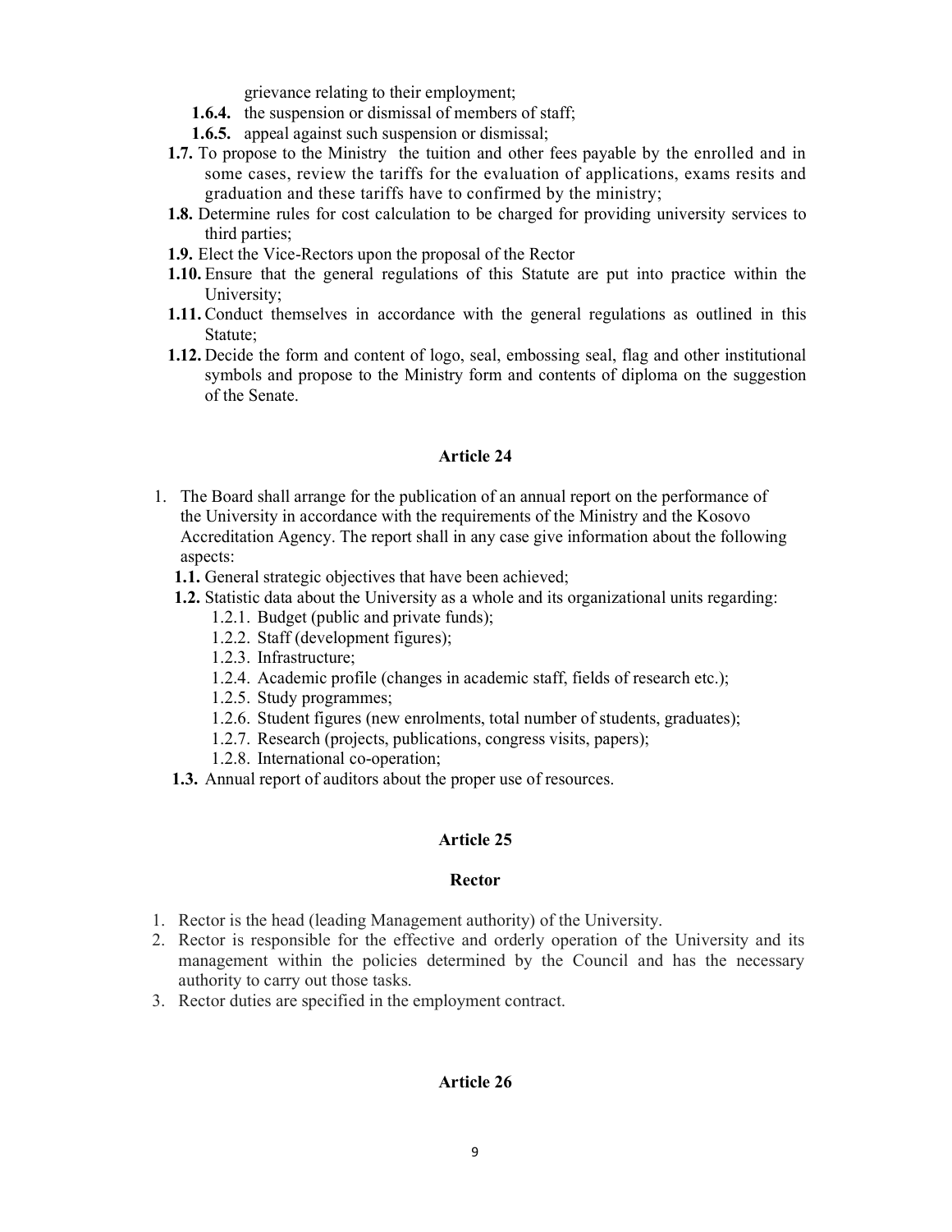grievance relating to their employment;

**1.6.4.** the suspension or dismissal of members of staff;

**1.6.5.** appeal against such suspension or dismissal;

**1.7.** To propose to the Ministry the tuition and other fees payable by the enrolled and in some cases, review the tariffs for the evaluation of applications, exams resits and graduation and these tariffs have to confirmed by the ministry;

**1.8.** Determine rules for cost calculation to be charged for providing university services to third parties;

**1.9.** Elect the Vice-Rectors upon the proposal of the Rector

**1.10.** Ensure that the general regulations of this Statute are put into practice within the University;

**1.11.** Conduct themselves in accordance with the general regulations as outlined in this Statute;

**1.12.** Decide the form and content of logo, seal, embossing seal, flag and other institutional symbols and propose to the Ministry form and contents of diploma on the suggestion of the Senate.

## Article 24

1. The Board shall arrange for the publication of an annual report on the performance of the University in accordance with the requirements of the Ministry and the Kosovo Accreditation Agency. The report shall in any case give information about the following aspects:

**1.1.** General strategic objectives that have been achieved;

**1.2.** Statistic data about the University as a whole and its organizational units regarding:

1.2.1. Budget (public and private funds);

1.2.2. Staff (development figures);

1.2.3. Infrastructure;

1.2.4. Academic profile (changes in academic staff, fields of research etc.);

1.2.5. Study programmes;

1.2.6. Student figures (new enrolments, total number of students, graduates);

1.2.7. Research (projects, publications, congress visits, papers);

1.2.8. International co-operation;

**1.3.** Annual report of auditors about the proper use of resources.

## Article 25

### Rector

1. Rector is the head (leading Management authority) of the University.
2. Rector is responsible for the effective and orderly operation of the University and its management within the policies determined by the Council and has the necessary authority to carry out those tasks.
3. Rector duties are specified in the employment contract.

## Article 26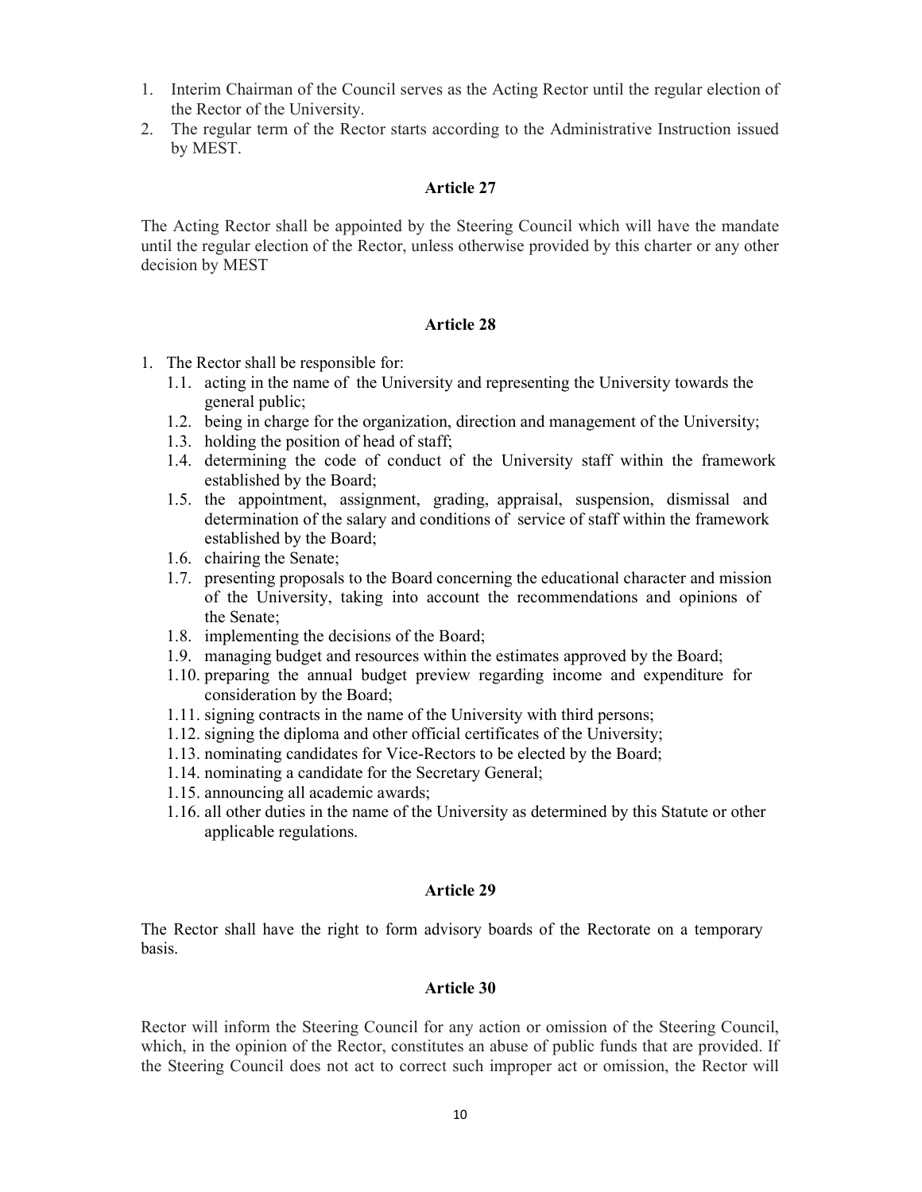1. Interim Chairman of the Council serves as the Acting Rector until the regular election of the Rector of the University.
2. The regular term of the Rector starts according to the Administrative Instruction issued by MEST.

### Article 27

The Acting Rector shall be appointed by the Steering Council which will have the mandate until the regular election of the Rector, unless otherwise provided by this charter or any other decision by MEST

### Article 28

1. The Rector shall be responsible for:
   - 1.1. acting in the name of the University and representing the University towards the general public;
   - 1.2. being in charge for the organization, direction and management of the University;
   - 1.3. holding the position of head of staff;
   - 1.4. determining the code of conduct of the University staff within the framework established by the Board;
   - 1.5. the appointment, assignment, grading, appraisal, suspension, dismissal and determination of the salary and conditions of service of staff within the framework established by the Board;
   - 1.6. chairing the Senate;
   - 1.7. presenting proposals to the Board concerning the educational character and mission of the University, taking into account the recommendations and opinions of the Senate;
   - 1.8. implementing the decisions of the Board;
   - 1.9. managing budget and resources within the estimates approved by the Board;
   - 1.10. preparing the annual budget preview regarding income and expenditure for consideration by the Board;
   - 1.11. signing contracts in the name of the University with third persons;
   - 1.12. signing the diploma and other official certificates of the University;
   - 1.13. nominating candidates for Vice-Rectors to be elected by the Board;
   - 1.14. nominating a candidate for the Secretary General;
   - 1.15. announcing all academic awards;
   - 1.16. all other duties in the name of the University as determined by this Statute or other applicable regulations.

### Article 29

The Rector shall have the right to form advisory boards of the Rectorate on a temporary basis.

### Article 30

Rector will inform the Steering Council for any action or omission of the Steering Council, which, in the opinion of the Rector, constitutes an abuse of public funds that are provided. If the Steering Council does not act to correct such improper act or omission, the Rector will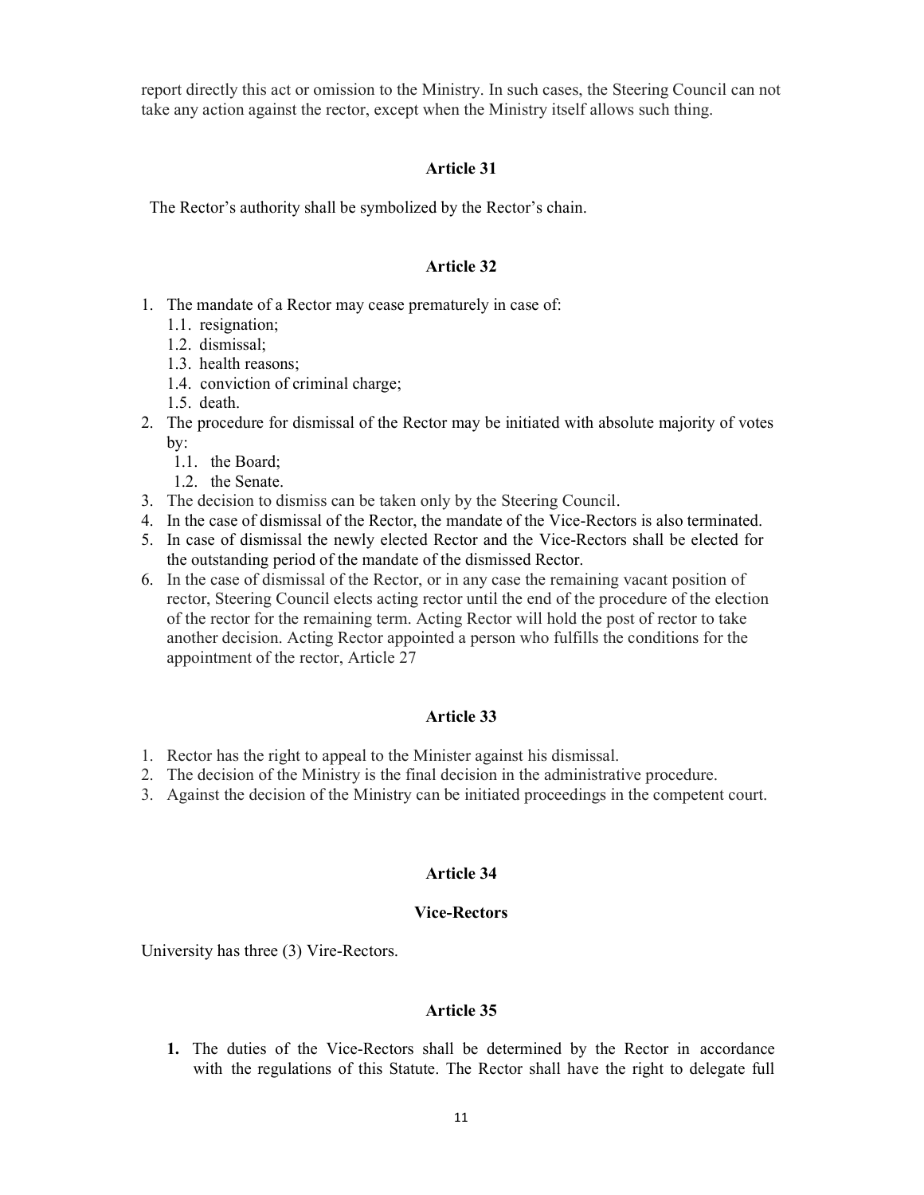report directly this act or omission to the Ministry. In such cases, the Steering Council can not take any action against the rector, except when the Ministry itself allows such thing.

### Article 31

The Rector's authority shall be symbolized by the Rector's chain.

### Article 32

1. The mandate of a Rector may cease prematurely in case of:
   1.1. resignation;
   1.2. dismissal;
   1.3. health reasons;
   1.4. conviction of criminal charge;
   1.5. death.
2. The procedure for dismissal of the Rector may be initiated with absolute majority of votes by:
   1.1. the Board;
   1.2. the Senate.
3. The decision to dismiss can be taken only by the Steering Council.
4. In the case of dismissal of the Rector, the mandate of the Vice-Rectors is also terminated.
5. In case of dismissal the newly elected Rector and the Vice-Rectors shall be elected for the outstanding period of the mandate of the dismissed Rector.
6. In the case of dismissal of the Rector, or in any case the remaining vacant position of rector, Steering Council elects acting rector until the end of the procedure of the election of the rector for the remaining term. Acting Rector will hold the post of rector to take another decision. Acting Rector appointed a person who fulfills the conditions for the appointment of the rector, Article 27

### Article 33

1. Rector has the right to appeal to the Minister against his dismissal.
2. The decision of the Ministry is the final decision in the administrative procedure.
3. Against the decision of the Ministry can be initiated proceedings in the competent court.

### Article 34

### Vice-Rectors

University has three (3) Vire-Rectors.

### Article 35

1. The duties of the Vice-Rectors shall be determined by the Rector in accordance with the regulations of this Statute. The Rector shall have the right to delegate full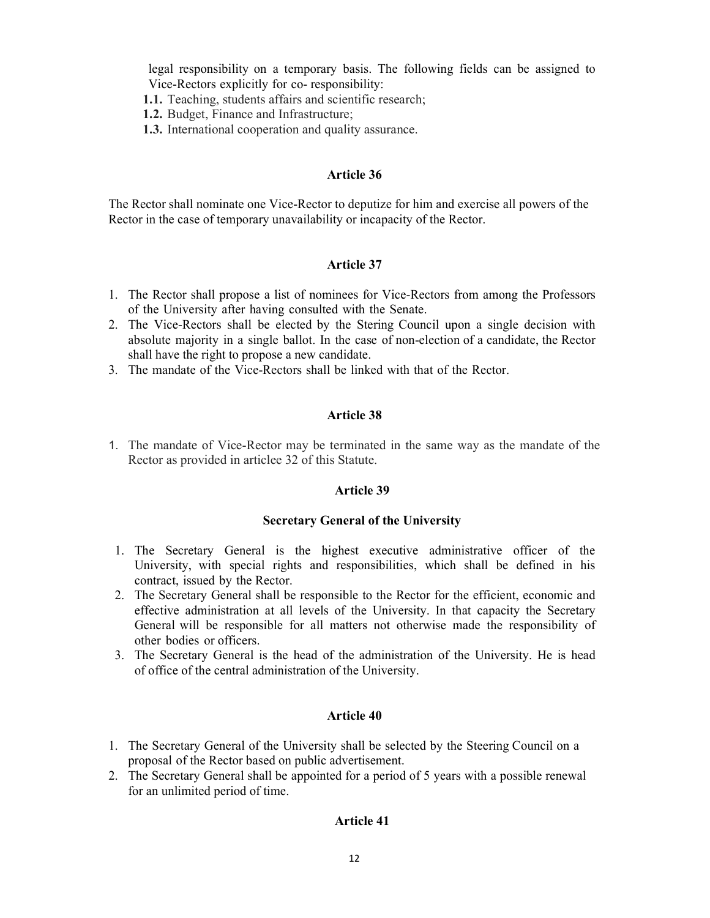legal responsibility on a temporary basis. The following fields can be assigned to Vice-Rectors explicitly for co- responsibility:

**1.1.** Teaching, students affairs and scientific research;
**1.2.** Budget, Finance and Infrastructure;
**1.3.** International cooperation and quality assurance.

### Article 36

The Rector shall nominate one Vice-Rector to deputize for him and exercise all powers of the Rector in the case of temporary unavailability or incapacity of the Rector.

### Article 37

1. The Rector shall propose a list of nominees for Vice-Rectors from among the Professors of the University after having consulted with the Senate.
2. The Vice-Rectors shall be elected by the Stering Council upon a single decision with absolute majority in a single ballot. In the case of non-election of a candidate, the Rector shall have the right to propose a new candidate.
3. The mandate of the Vice-Rectors shall be linked with that of the Rector.

### Article 38

1. The mandate of Vice-Rector may be terminated in the same way as the mandate of the Rector as provided in articlee 32 of this Statute.

### Article 39

#### Secretary General of the University

1. The Secretary General is the highest executive administrative officer of the University, with special rights and responsibilities, which shall be defined in his contract, issued by the Rector.
2. The Secretary General shall be responsible to the Rector for the efficient, economic and effective administration at all levels of the University. In that capacity the Secretary General will be responsible for all matters not otherwise made the responsibility of other bodies or officers.
3. The Secretary General is the head of the administration of the University. He is head of office of the central administration of the University.

### Article 40

1. The Secretary General of the University shall be selected by the Steering Council on a proposal of the Rector based on public advertisement.
2. The Secretary General shall be appointed for a period of 5 years with a possible renewal for an unlimited period of time.

### Article 41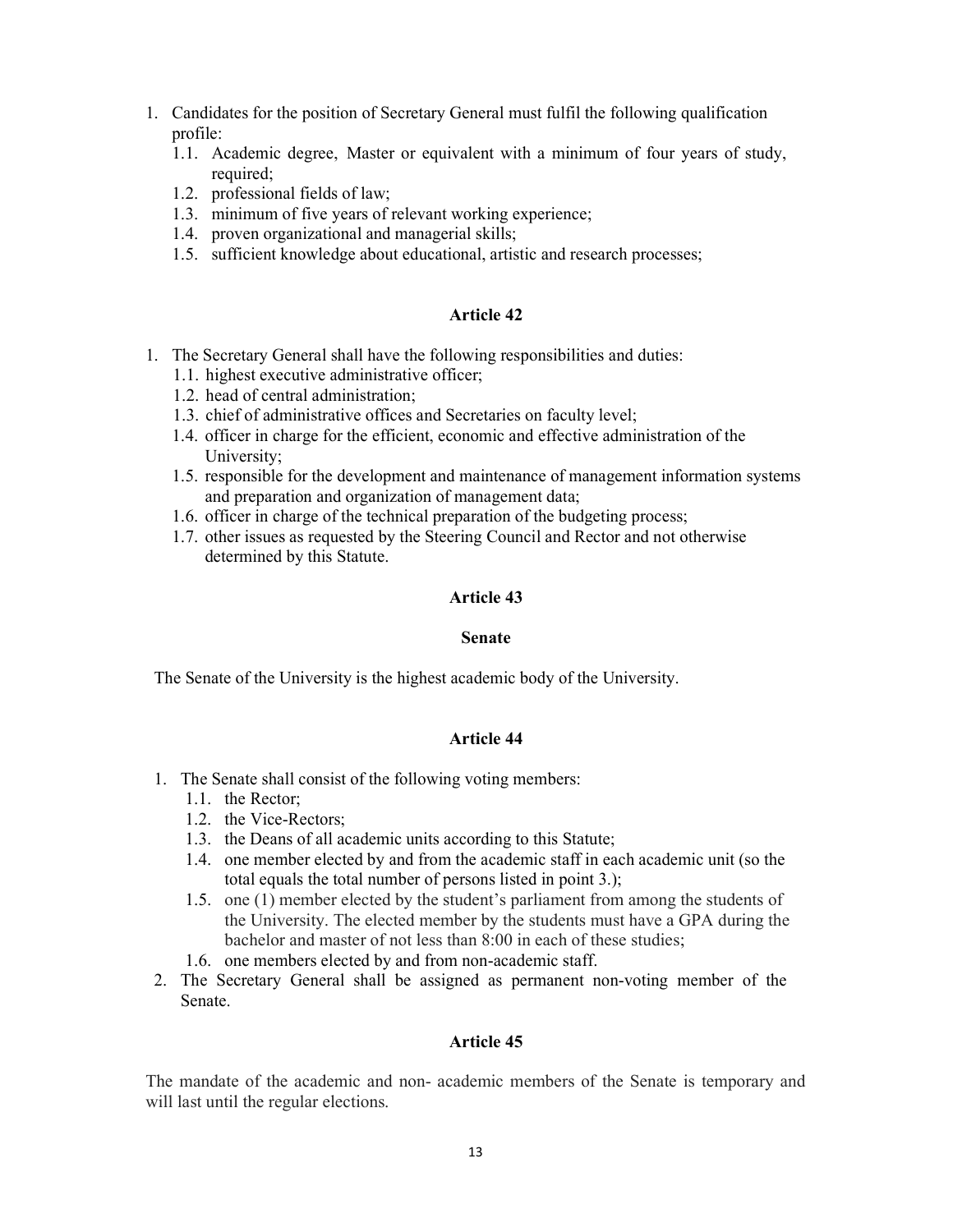1. Candidates for the position of Secretary General must fulfil the following qualification profile:
   1.1. Academic degree, Master or equivalent with a minimum of four years of study, required;
   1.2. professional fields of law;
   1.3. minimum of five years of relevant working experience;
   1.4. proven organizational and managerial skills;
   1.5. sufficient knowledge about educational, artistic and research processes;

### Article 42

1. The Secretary General shall have the following responsibilities and duties:
   1.1. highest executive administrative officer;
   1.2. head of central administration;
   1.3. chief of administrative offices and Secretaries on faculty level;
   1.4. officer in charge for the efficient, economic and effective administration of the University;
   1.5. responsible for the development and maintenance of management information systems and preparation and organization of management data;
   1.6. officer in charge of the technical preparation of the budgeting process;
   1.7. other issues as requested by the Steering Council and Rector and not otherwise determined by this Statute.

### Article 43

### Senate

The Senate of the University is the highest academic body of the University.

### Article 44

1. The Senate shall consist of the following voting members:
   1.1. the Rector;
   1.2. the Vice-Rectors;
   1.3. the Deans of all academic units according to this Statute;
   1.4. one member elected by and from the academic staff in each academic unit (so the total equals the total number of persons listed in point 3.);
   1.5. one (1) member elected by the student's parliament from among the students of the University. The elected member by the students must have a GPA during the bachelor and master of not less than 8:00 in each of these studies;
   1.6. one members elected by and from non-academic staff.
2. The Secretary General shall be assigned as permanent non-voting member of the Senate.

### Article 45

The mandate of the academic and non- academic members of the Senate is temporary and will last until the regular elections.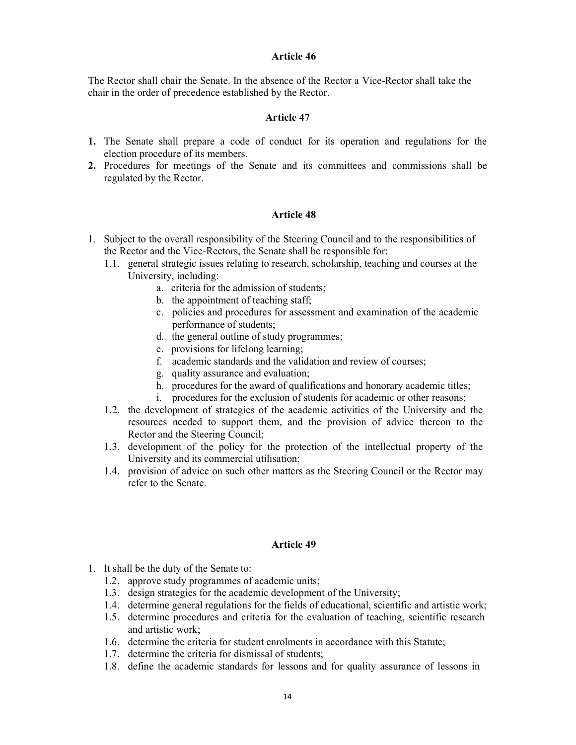## Article 46

The Rector shall chair the Senate. In the absence of the Rector a Vice-Rector shall take the chair in the order of precedence established by the Rector.

## Article 47

1. The Senate shall prepare a code of conduct for its operation and regulations for the election procedure of its members.
2. Procedures for meetings of the Senate and its committees and commissions shall be regulated by the Rector.

## Article 48

1. Subject to the overall responsibility of the Steering Council and to the responsibilities of the Rector and the Vice-Rectors, the Senate shall be responsible for:
   - 1.1. general strategic issues relating to research, scholarship, teaching and courses at the University, including:
     - a. criteria for the admission of students;
     - b. the appointment of teaching staff;
     - c. policies and procedures for assessment and examination of the academic performance of students;
     - d. the general outline of study programmes;
     - e. provisions for lifelong learning;
     - f. academic standards and the validation and review of courses;
     - g. quality assurance and evaluation;
     - h. procedures for the award of qualifications and honorary academic titles;
     - i. procedures for the exclusion of students for academic or other reasons;
   - 1.2. the development of strategies of the academic activities of the University and the resources needed to support them, and the provision of advice thereon to the Rector and the Steering Council;
   - 1.3. development of the policy for the protection of the intellectual property of the University and its commercial utilisation;
   - 1.4. provision of advice on such other matters as the Steering Council or the Rector may refer to the Senate.

## Article 49

1. It shall be the duty of the Senate to:
   - 1.2. approve study programmes of academic units;
   - 1.3. design strategies for the academic development of the University;
   - 1.4. determine general regulations for the fields of educational, scientific and artistic work;
   - 1.5. determine procedures and criteria for the evaluation of teaching, scientific research and artistic work;
   - 1.6. determine the criteria for student enrolments in accordance with this Statute;
   - 1.7. determine the criteria for dismissal of students;
   - 1.8. define the academic standards for lessons and for quality assurance of lessons in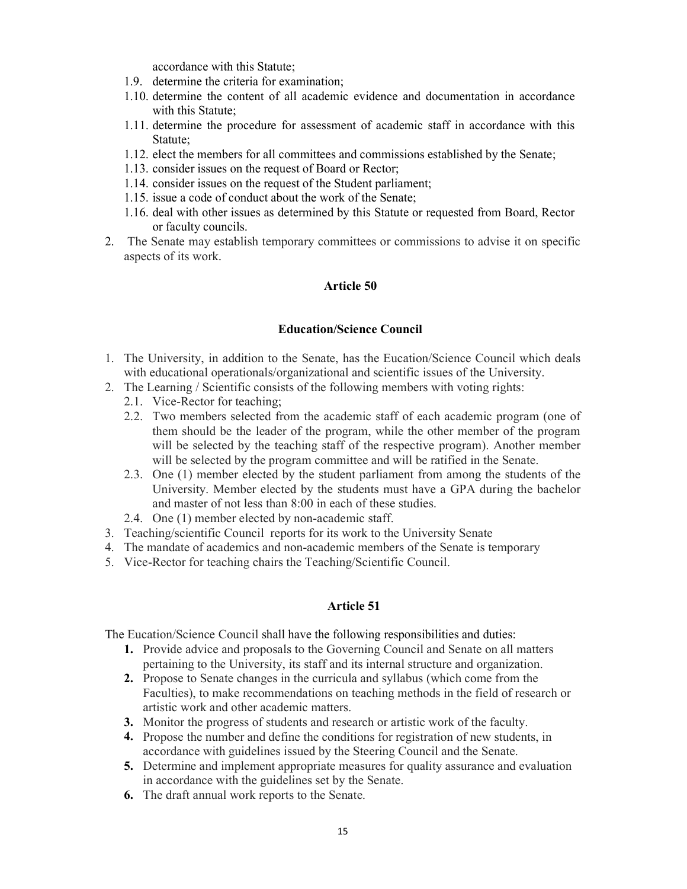accordance with this Statute;

1.9. determine the criteria for examination;
1.10. determine the content of all academic evidence and documentation in accordance with this Statute;
1.11. determine the procedure for assessment of academic staff in accordance with this Statute;
1.12. elect the members for all committees and commissions established by the Senate;
1.13. consider issues on the request of Board or Rector;
1.14. consider issues on the request of the Student parliament;
1.15. issue a code of conduct about the work of the Senate;
1.16. deal with other issues as determined by this Statute or requested from Board, Rector or faculty councils.

2. The Senate may establish temporary committees or commissions to advise it on specific aspects of its work.

## Article 50

### Education/Science Council

1. The University, in addition to the Senate, has the Eucation/Science Council which deals with educational operationals/organizational and scientific issues of the University.
2. The Learning / Scientific consists of the following members with voting rights:
   2.1. Vice-Rector for teaching;
   2.2. Two members selected from the academic staff of each academic program (one of them should be the leader of the program, while the other member of the program will be selected by the teaching staff of the respective program). Another member will be selected by the program committee and will be ratified in the Senate.
   2.3. One (1) member elected by the student parliament from among the students of the University. Member elected by the students must have a GPA during the bachelor and master of not less than 8:00 in each of these studies.
   2.4. One (1) member elected by non-academic staff.
3. Teaching/scientific Council reports for its work to the University Senate
4. The mandate of academics and non-academic members of the Senate is temporary
5. Vice-Rector for teaching chairs the Teaching/Scientific Council.

## Article 51

The Eucation/Science Council shall have the following responsibilities and duties:

1. Provide advice and proposals to the Governing Council and Senate on all matters pertaining to the University, its staff and its internal structure and organization.
2. Propose to Senate changes in the curricula and syllabus (which come from the Faculties), to make recommendations on teaching methods in the field of research or artistic work and other academic matters.
3. Monitor the progress of students and research or artistic work of the faculty.
4. Propose the number and define the conditions for registration of new students, in accordance with guidelines issued by the Steering Council and the Senate.
5. Determine and implement appropriate measures for quality assurance and evaluation in accordance with the guidelines set by the Senate.
6. The draft annual work reports to the Senate.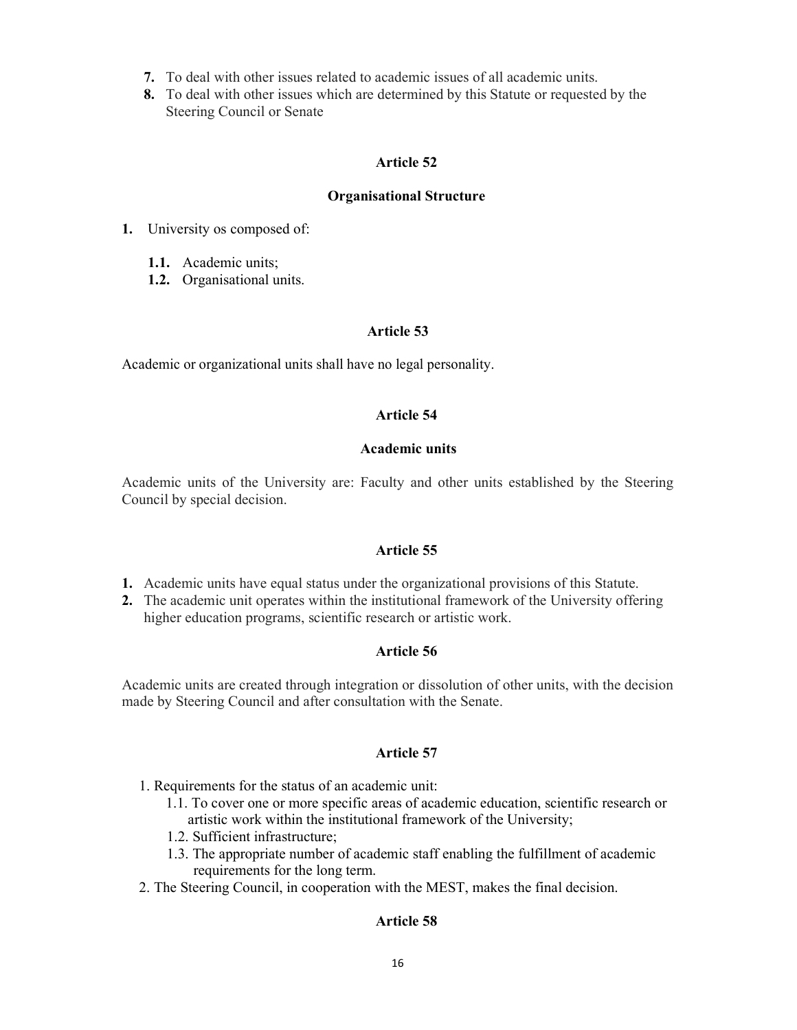7. To deal with other issues related to academic issues of all academic units.
8. To deal with other issues which are determined by this Statute or requested by the Steering Council or Senate

### Article 52

### Organisational Structure

1. University os composed of:

    1.1. Academic units;
    1.2. Organisational units.

### Article 53

Academic or organizational units shall have no legal personality.

### Article 54

### Academic units

Academic units of the University are: Faculty and other units established by the Steering Council by special decision.

### Article 55

1. Academic units have equal status under the organizational provisions of this Statute.
2. The academic unit operates within the institutional framework of the University offering higher education programs, scientific research or artistic work.

### Article 56

Academic units are created through integration or dissolution of other units, with the decision made by Steering Council and after consultation with the Senate.

### Article 57

1. Requirements for the status of an academic unit:
    1.1. To cover one or more specific areas of academic education, scientific research or artistic work within the institutional framework of the University;
    1.2. Sufficient infrastructure;
    1.3. The appropriate number of academic staff enabling the fulfillment of academic requirements for the long term.
2. The Steering Council, in cooperation with the MEST, makes the final decision.

### Article 58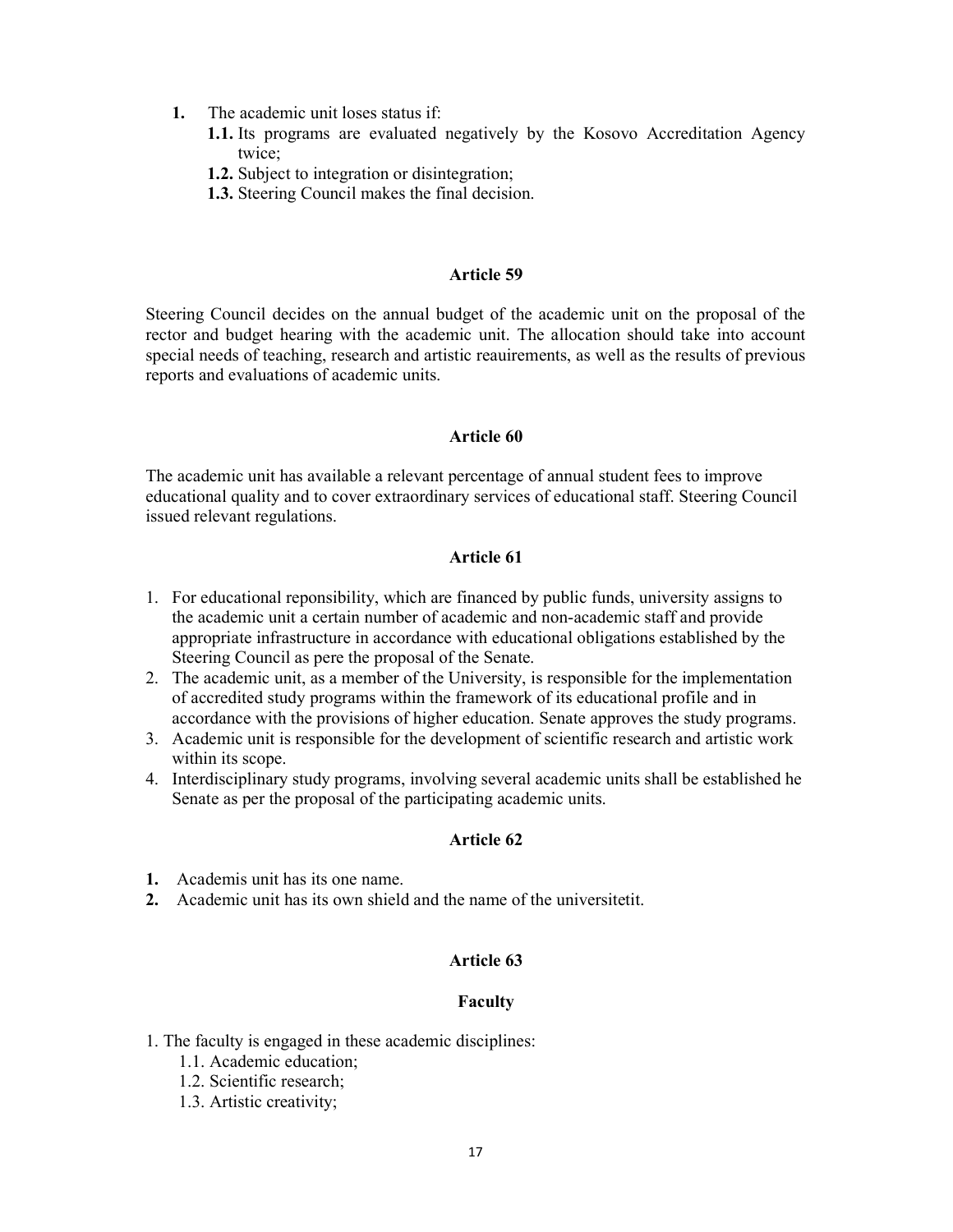1. The academic unit loses status if:
   1.1. Its programs are evaluated negatively by the Kosovo Accreditation Agency twice;
   1.2. Subject to integration or disintegration;
   1.3. Steering Council makes the final decision.

### Article 59

Steering Council decides on the annual budget of the academic unit on the proposal of the rector and budget hearing with the academic unit. The allocation should take into account special needs of teaching, research and artistic reauirements, as well as the results of previous reports and evaluations of academic units.

### Article 60

The academic unit has available a relevant percentage of annual student fees to improve educational quality and to cover extraordinary services of educational staff. Steering Council issued relevant regulations.

### Article 61

1. For educational reponsibility, which are financed by public funds, university assigns to the academic unit a certain number of academic and non-academic staff and provide appropriate infrastructure in accordance with educational obligations established by the Steering Council as pere the proposal of the Senate.
2. The academic unit, as a member of the University, is responsible for the implementation of accredited study programs within the framework of its educational profile and in accordance with the provisions of higher education. Senate approves the study programs.
3. Academic unit is responsible for the development of scientific research and artistic work within its scope.
4. Interdisciplinary study programs, involving several academic units shall be established he Senate as per the proposal of the participating academic units.

### Article 62

1. Academis unit has its one name.
2. Academic unit has its own shield and the name of the universitetit.

### Article 63

### Faculty

1. The faculty is engaged in these academic disciplines:
   1.1. Academic education;
   1.2. Scientific research;
   1.3. Artistic creativity;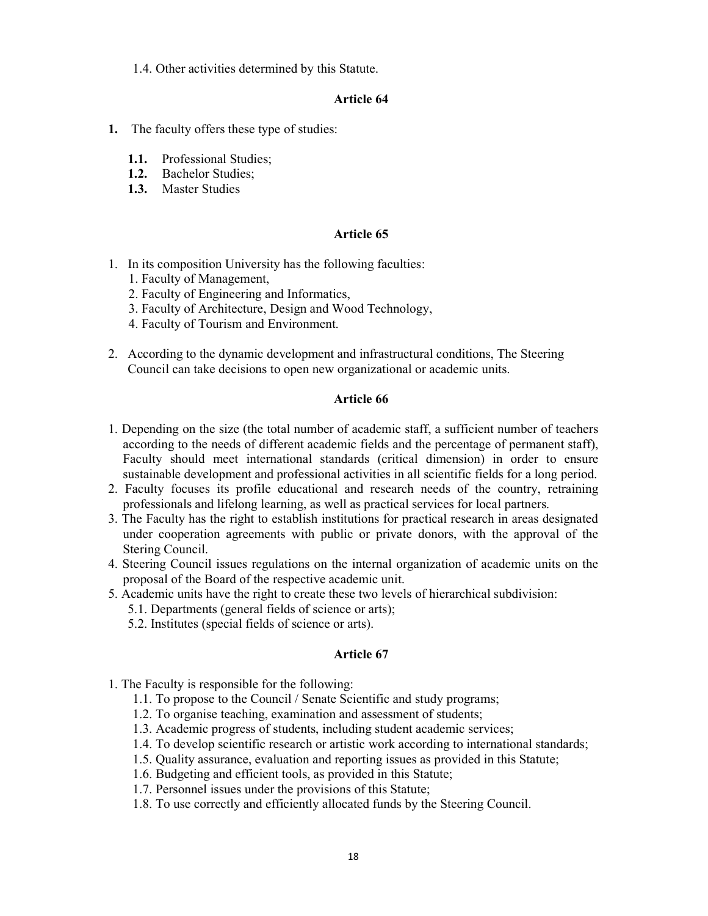1.4. Other activities determined by this Statute.

### Article 64

1. The faculty offers these type of studies:

   **1.1.** Professional Studies;
   **1.2.** Bachelor Studies;
   **1.3.** Master Studies

### Article 65

1. In its composition University has the following faculties:
   1. Faculty of Management,
   2. Faculty of Engineering and Informatics,
   3. Faculty of Architecture, Design and Wood Technology,
   4. Faculty of Tourism and Environment.

2. According to the dynamic development and infrastructural conditions, The Steering Council can take decisions to open new organizational or academic units.

### Article 66

1. Depending on the size (the total number of academic staff, a sufficient number of teachers according to the needs of different academic fields and the percentage of permanent staff), Faculty should meet international standards (critical dimension) in order to ensure sustainable development and professional activities in all scientific fields for a long period.
2. Faculty focuses its profile educational and research needs of the country, retraining professionals and lifelong learning, as well as practical services for local partners.
3. The Faculty has the right to establish institutions for practical research in areas designated under cooperation agreements with public or private donors, with the approval of the Stering Council.
4. Steering Council issues regulations on the internal organization of academic units on the proposal of the Board of the respective academic unit.
5. Academic units have the right to create these two levels of hierarchical subdivision:
   5.1. Departments (general fields of science or arts);
   5.2. Institutes (special fields of science or arts).

### Article 67

1. The Faculty is responsible for the following:
   1.1. To propose to the Council / Senate Scientific and study programs;
   1.2. To organise teaching, examination and assessment of students;
   1.3. Academic progress of students, including student academic services;
   1.4. To develop scientific research or artistic work according to international standards;
   1.5. Quality assurance, evaluation and reporting issues as provided in this Statute;
   1.6. Budgeting and efficient tools, as provided in this Statute;
   1.7. Personnel issues under the provisions of this Statute;
   1.8. To use correctly and efficiently allocated funds by the Steering Council.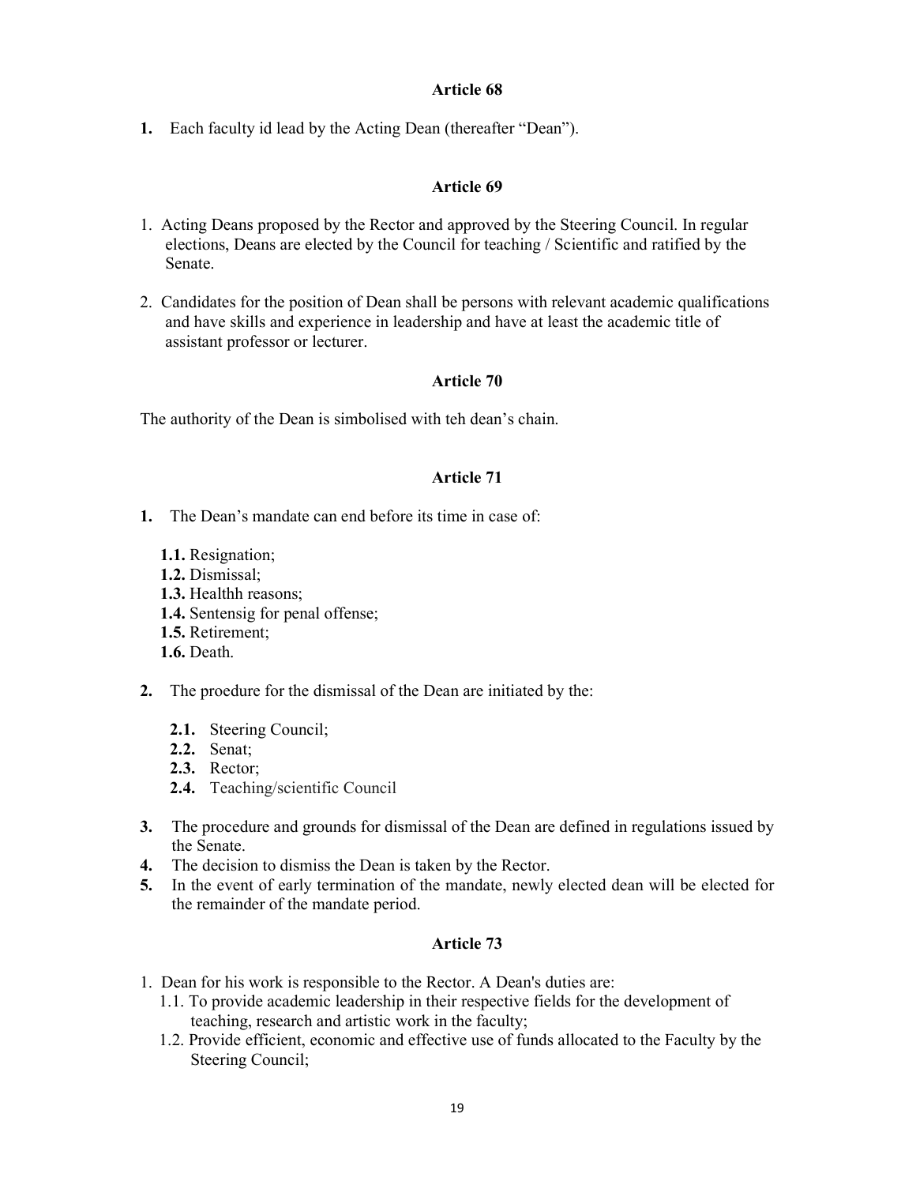### Article 68

**1.** Each faculty id lead by the Acting Dean (thereafter "Dean").

### Article 69

1. Acting Deans proposed by the Rector and approved by the Steering Council. In regular elections, Deans are elected by the Council for teaching / Scientific and ratified by the Senate.

2. Candidates for the position of Dean shall be persons with relevant academic qualifications and have skills and experience in leadership and have at least the academic title of assistant professor or lecturer.

### Article 70

The authority of the Dean is simbolised with teh dean's chain.

### Article 71

**1.** The Dean's mandate can end before its time in case of:

- **1.1.** Resignation;
- **1.2.** Dismissal;
- **1.3.** Healthh reasons;
- **1.4.** Sentensig for penal offense;
- **1.5.** Retirement;
- **1.6.** Death.

**2.** The proedure for the dismissal of the Dean are initiated by the:

- **2.1.** Steering Council;
- **2.2.** Senat;
- **2.3.** Rector;
- **2.4.** Teaching/scientific Council

**3.** The procedure and grounds for dismissal of the Dean are defined in regulations issued by the Senate.

**4.** The decision to dismiss the Dean is taken by the Rector.

**5.** In the event of early termination of the mandate, newly elected dean will be elected for the remainder of the mandate period.

### Article 73

1. Dean for his work is responsible to the Rector. A Dean's duties are:
   - 1.1. To provide academic leadership in their respective fields for the development of teaching, research and artistic work in the faculty;
   - 1.2. Provide efficient, economic and effective use of funds allocated to the Faculty by the Steering Council;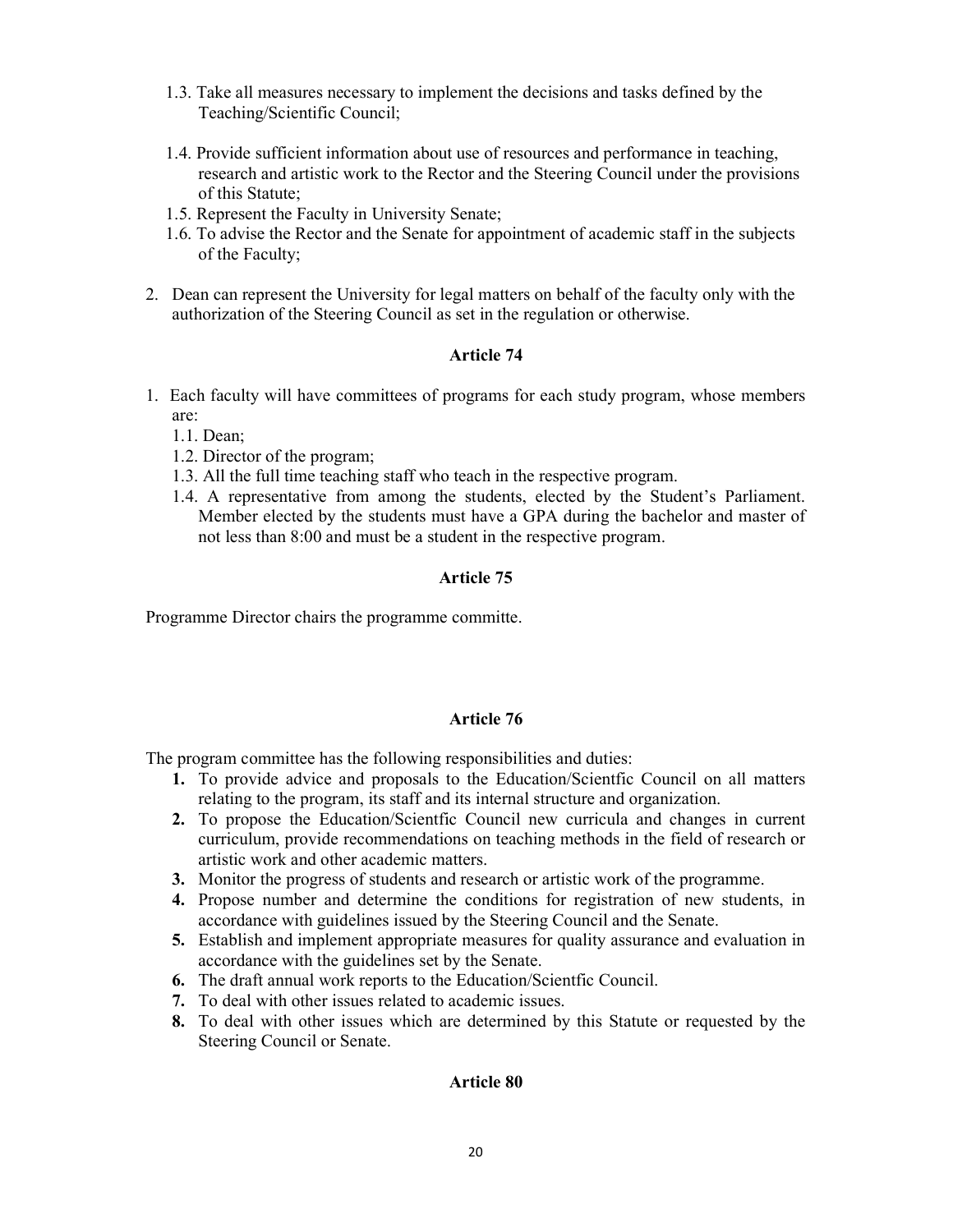1.3. Take all measures necessary to implement the decisions and tasks defined by the Teaching/Scientific Council;

1.4. Provide sufficient information about use of resources and performance in teaching, research and artistic work to the Rector and the Steering Council under the provisions of this Statute;

1.5. Represent the Faculty in University Senate;

1.6. To advise the Rector and the Senate for appointment of academic staff in the subjects of the Faculty;

2. Dean can represent the University for legal matters on behalf of the faculty only with the authorization of the Steering Council as set in the regulation or otherwise.

### Article 74

1. Each faculty will have committees of programs for each study program, whose members are:
   1.1. Dean;
   1.2. Director of the program;
   1.3. All the full time teaching staff who teach in the respective program.
   1.4. A representative from among the students, elected by the Student's Parliament. Member elected by the students must have a GPA during the bachelor and master of not less than 8:00 and must be a student in the respective program.

### Article 75

Programme Director chairs the programme committe.

### Article 76

The program committee has the following responsibilities and duties:

1. To provide advice and proposals to the Education/Scientfic Council on all matters relating to the program, its staff and its internal structure and organization.
2. To propose the Education/Scientfic Council new curricula and changes in current curriculum, provide recommendations on teaching methods in the field of research or artistic work and other academic matters.
3. Monitor the progress of students and research or artistic work of the programme.
4. Propose number and determine the conditions for registration of new students, in accordance with guidelines issued by the Steering Council and the Senate.
5. Establish and implement appropriate measures for quality assurance and evaluation in accordance with the guidelines set by the Senate.
6. The draft annual work reports to the Education/Scientfic Council.
7. To deal with other issues related to academic issues.
8. To deal with other issues which are determined by this Statute or requested by the Steering Council or Senate.

### Article 80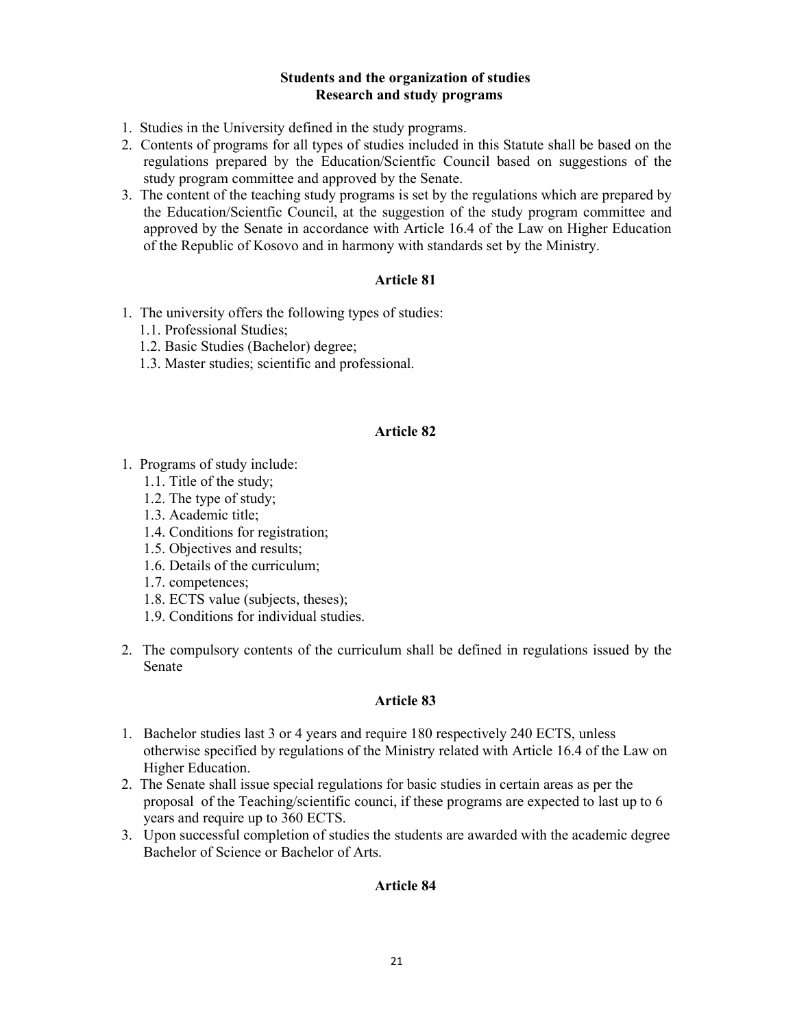**Students and the organization of studies**
**Research and study programs**

1. Studies in the University defined in the study programs.
2. Contents of programs for all types of studies included in this Statute shall be based on the regulations prepared by the Education/Scientfic Council based on suggestions of the study program committee and approved by the Senate.
3. The content of the teaching study programs is set by the regulations which are prepared by the Education/Scientfic Council, at the suggestion of the study program committee and approved by the Senate in accordance with Article 16.4 of the Law on Higher Education of the Republic of Kosovo and in harmony with standards set by the Ministry.

**Article 81**

1. The university offers the following types of studies:
   1.1. Professional Studies;
   1.2. Basic Studies (Bachelor) degree;
   1.3. Master studies; scientific and professional.

**Article 82**

1. Programs of study include:
   1.1. Title of the study;
   1.2. The type of study;
   1.3. Academic title;
   1.4. Conditions for registration;
   1.5. Objectives and results;
   1.6. Details of the curriculum;
   1.7. competences;
   1.8. ECTS value (subjects, theses);
   1.9. Conditions for individual studies.
2. The compulsory contents of the curriculum shall be defined in regulations issued by the Senate

**Article 83**

1. Bachelor studies last 3 or 4 years and require 180 respectively 240 ECTS, unless otherwise specified by regulations of the Ministry related with Article 16.4 of the Law on Higher Education.
2. The Senate shall issue special regulations for basic studies in certain areas as per the proposal of the Teaching/scientific counci, if these programs are expected to last up to 6 years and require up to 360 ECTS.
3. Upon successful completion of studies the students are awarded with the academic degree Bachelor of Science or Bachelor of Arts.

**Article 84**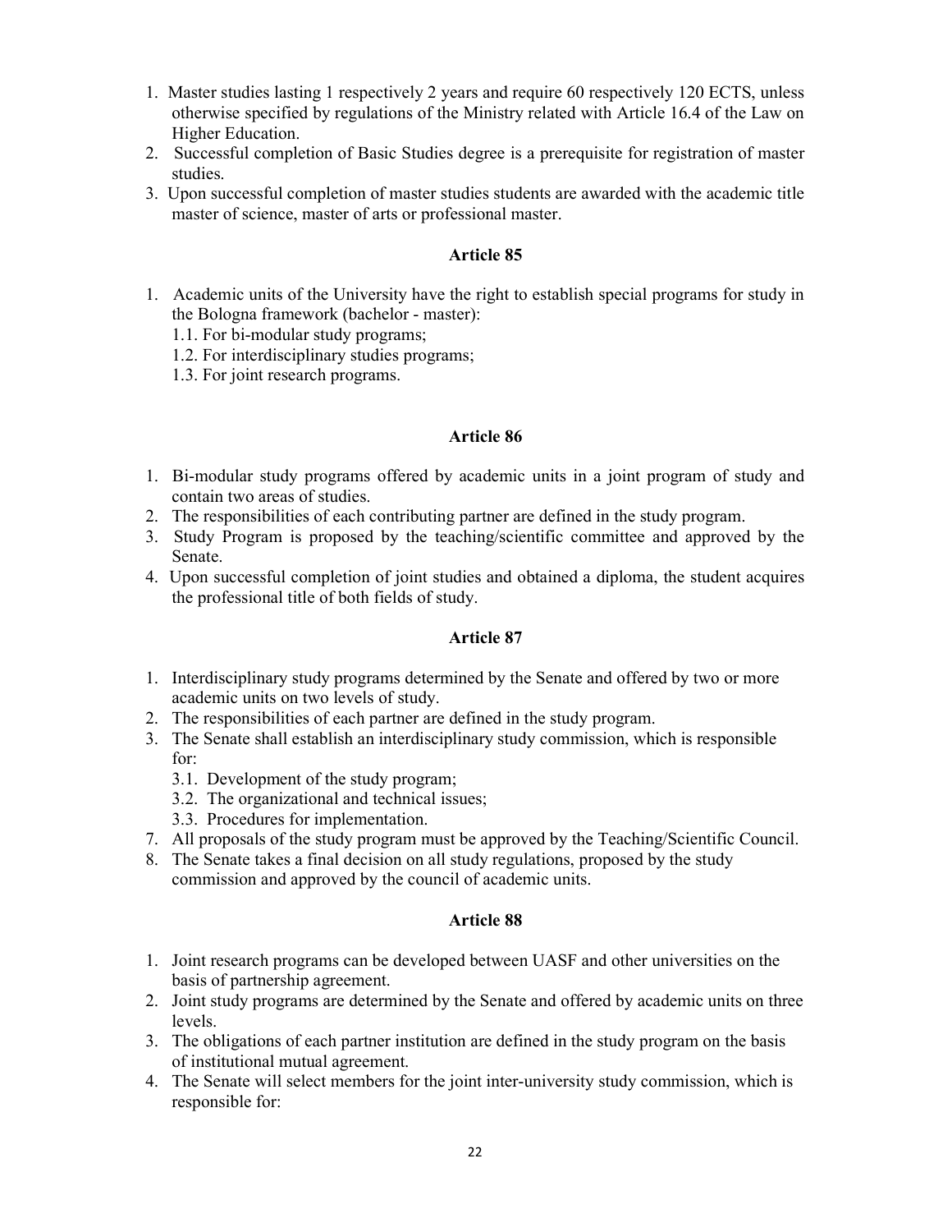1. Master studies lasting 1 respectively 2 years and require 60 respectively 120 ECTS, unless otherwise specified by regulations of the Ministry related with Article 16.4 of the Law on Higher Education.
2. Successful completion of Basic Studies degree is a prerequisite for registration of master studies.
3. Upon successful completion of master studies students are awarded with the academic title master of science, master of arts or professional master.

**Article 85**

1. Academic units of the University have the right to establish special programs for study in the Bologna framework (bachelor - master):
   1.1. For bi-modular study programs;
   1.2. For interdisciplinary studies programs;
   1.3. For joint research programs.

**Article 86**

1. Bi-modular study programs offered by academic units in a joint program of study and contain two areas of studies.
2. The responsibilities of each contributing partner are defined in the study program.
3. Study Program is proposed by the teaching/scientific committee and approved by the Senate.
4. Upon successful completion of joint studies and obtained a diploma, the student acquires the professional title of both fields of study.

**Article 87**

1. Interdisciplinary study programs determined by the Senate and offered by two or more academic units on two levels of study.
2. The responsibilities of each partner are defined in the study program.
3. The Senate shall establish an interdisciplinary study commission, which is responsible for:
   3.1. Development of the study program;
   3.2. The organizational and technical issues;
   3.3. Procedures for implementation.
7. All proposals of the study program must be approved by the Teaching/Scientific Council.
8. The Senate takes a final decision on all study regulations, proposed by the study commission and approved by the council of academic units.

**Article 88**

1. Joint research programs can be developed between UASF and other universities on the basis of partnership agreement.
2. Joint study programs are determined by the Senate and offered by academic units on three levels.
3. The obligations of each partner institution are defined in the study program on the basis of institutional mutual agreement.
4. The Senate will select members for the joint inter-university study commission, which is responsible for: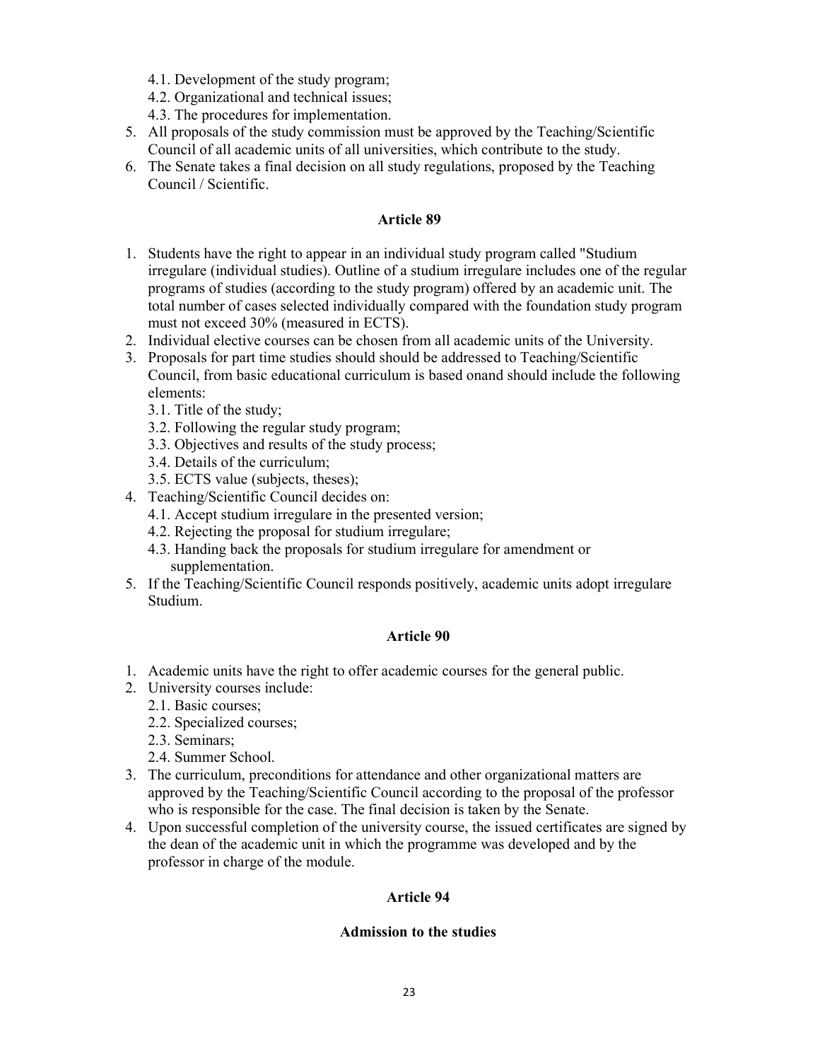4.1. Development of the study program;
   4.2. Organizational and technical issues;
   4.3. The procedures for implementation.
5. All proposals of the study commission must be approved by the Teaching/Scientific Council of all academic units of all universities, which contribute to the study.
6. The Senate takes a final decision on all study regulations, proposed by the Teaching Council / Scientific.

### Article 89

1. Students have the right to appear in an individual study program called "Studium irregulare (individual studies). Outline of a studium irregulare includes one of the regular programs of studies (according to the study program) offered by an academic unit. The total number of cases selected individually compared with the foundation study program must not exceed 30% (measured in ECTS).
2. Individual elective courses can be chosen from all academic units of the University.
3. Proposals for part time studies should should be addressed to Teaching/Scientific Council, from basic educational curriculum is based onand should include the following elements:
   3.1. Title of the study;
   3.2. Following the regular study program;
   3.3. Objectives and results of the study process;
   3.4. Details of the curriculum;
   3.5. ECTS value (subjects, theses);
4. Teaching/Scientific Council decides on:
   4.1. Accept studium irregulare in the presented version;
   4.2. Rejecting the proposal for studium irregulare;
   4.3. Handing back the proposals for studium irregulare for amendment or supplementation.
5. If the Teaching/Scientific Council responds positively, academic units adopt irregulare Studium.

### Article 90

1. Academic units have the right to offer academic courses for the general public.
2. University courses include:
   2.1. Basic courses;
   2.2. Specialized courses;
   2.3. Seminars;
   2.4. Summer School.
3. The curriculum, preconditions for attendance and other organizational matters are approved by the Teaching/Scientific Council according to the proposal of the professor who is responsible for the case. The final decision is taken by the Senate.
4. Upon successful completion of the university course, the issued certificates are signed by the dean of the academic unit in which the programme was developed and by the professor in charge of the module.

### Article 94

#### Admission to the studies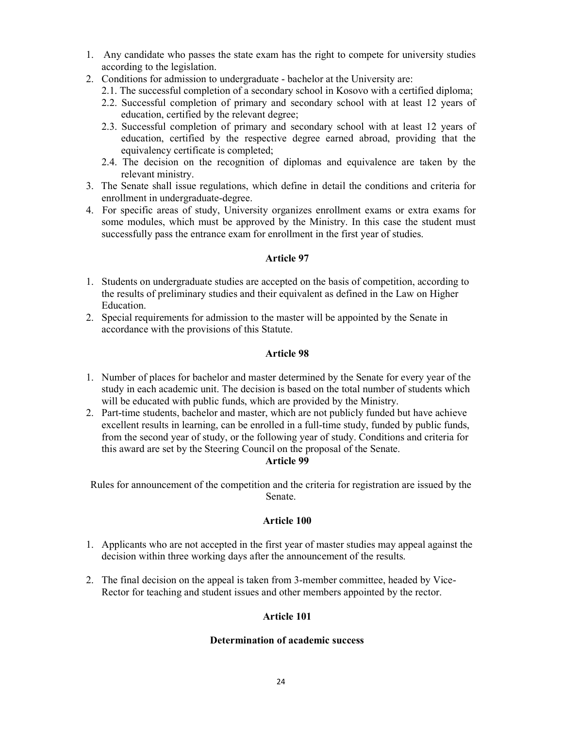1. Any candidate who passes the state exam has the right to compete for university studies according to the legislation.
2. Conditions for admission to undergraduate - bachelor at the University are:
   2.1. The successful completion of a secondary school in Kosovo with a certified diploma;
   2.2. Successful completion of primary and secondary school with at least 12 years of education, certified by the relevant degree;
   2.3. Successful completion of primary and secondary school with at least 12 years of education, certified by the respective degree earned abroad, providing that the equivalency certificate is completed;
   2.4. The decision on the recognition of diplomas and equivalence are taken by the relevant ministry.
3. The Senate shall issue regulations, which define in detail the conditions and criteria for enrollment in undergraduate-degree.
4. For specific areas of study, University organizes enrollment exams or extra exams for some modules, which must be approved by the Ministry. In this case the student must successfully pass the entrance exam for enrollment in the first year of studies.

**Article 97**

1. Students on undergraduate studies are accepted on the basis of competition, according to the results of preliminary studies and their equivalent as defined in the Law on Higher Education.
2. Special requirements for admission to the master will be appointed by the Senate in accordance with the provisions of this Statute.

**Article 98**

1. Number of places for bachelor and master determined by the Senate for every year of the study in each academic unit. The decision is based on the total number of students which will be educated with public funds, which are provided by the Ministry.
2. Part-time students, bachelor and master, which are not publicly funded but have achieve excellent results in learning, can be enrolled in a full-time study, funded by public funds, from the second year of study, or the following year of study. Conditions and criteria for this award are set by the Steering Council on the proposal of the Senate.

**Article 99**

Rules for announcement of the competition and the criteria for registration are issued by the Senate.

**Article 100**

1. Applicants who are not accepted in the first year of master studies may appeal against the decision within three working days after the announcement of the results.
2. The final decision on the appeal is taken from 3-member committee, headed by Vice-Rector for teaching and student issues and other members appointed by the rector.

**Article 101**

**Determination of academic success**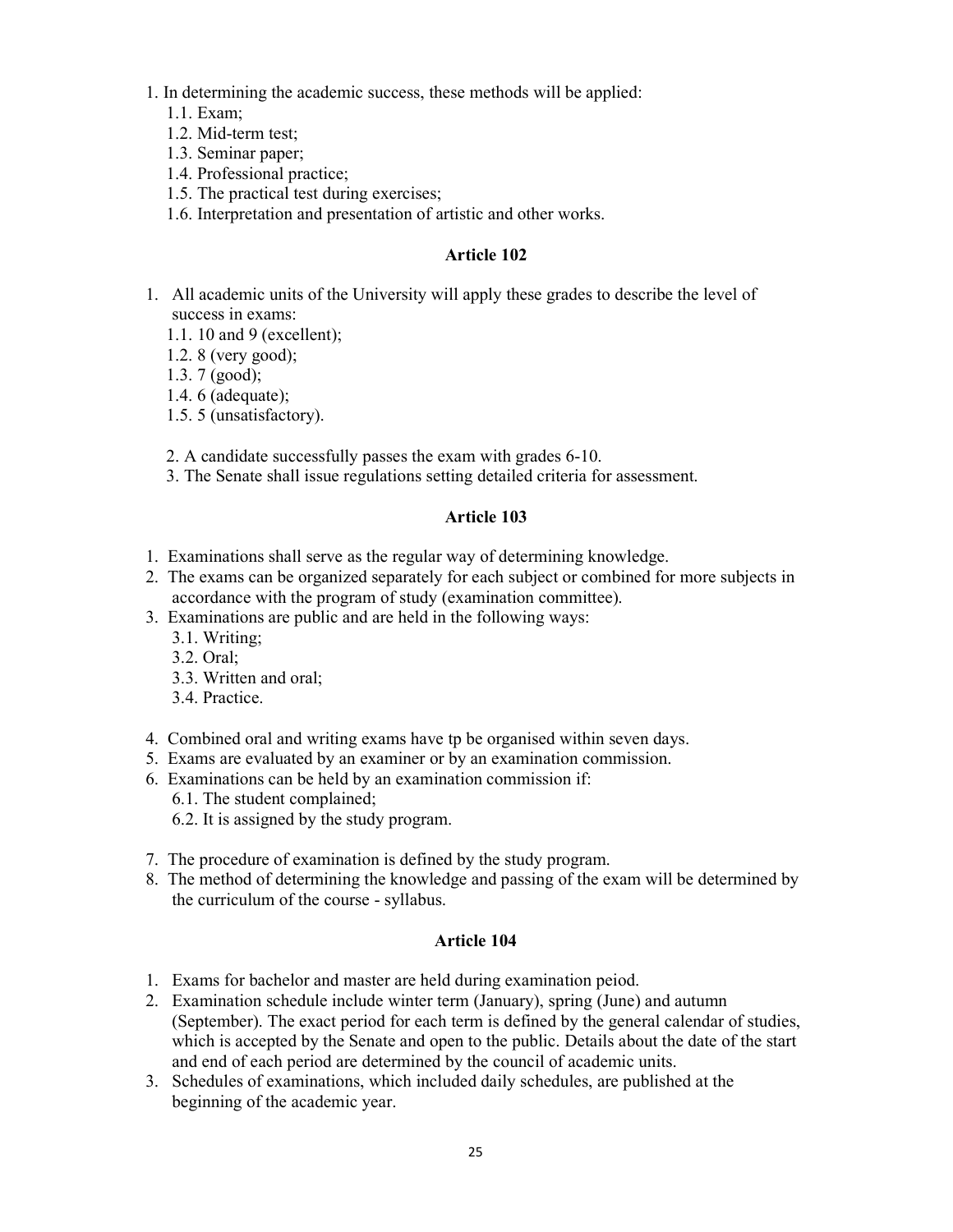1. In determining the academic success, these methods will be applied:
    1.1. Exam;
    1.2. Mid-term test;
    1.3. Seminar paper;
    1.4. Professional practice;
    1.5. The practical test during exercises;
    1.6. Interpretation and presentation of artistic and other works.

### Article 102

1. All academic units of the University will apply these grades to describe the level of success in exams:
    1.1. 10 and 9 (excellent);
    1.2. 8 (very good);
    1.3. 7 (good);
    1.4. 6 (adequate);
    1.5. 5 (unsatisfactory).

2. A candidate successfully passes the exam with grades 6-10.
3. The Senate shall issue regulations setting detailed criteria for assessment.

### Article 103

1. Examinations shall serve as the regular way of determining knowledge.
2. The exams can be organized separately for each subject or combined for more subjects in accordance with the program of study (examination committee).
3. Examinations are public and are held in the following ways:
    3.1. Writing;
    3.2. Oral;
    3.3. Written and oral;
    3.4. Practice.
4. Combined oral and writing exams have tp be organised within seven days.
5. Exams are evaluated by an examiner or by an examination commission.
6. Examinations can be held by an examination commission if:
    6.1. The student complained;
    6.2. It is assigned by the study program.
7. The procedure of examination is defined by the study program.
8. The method of determining the knowledge and passing of the exam will be determined by the curriculum of the course - syllabus.

### Article 104

1. Exams for bachelor and master are held during examination peiod.
2. Examination schedule include winter term (January), spring (June) and autumn (September). The exact period for each term is defined by the general calendar of studies, which is accepted by the Senate and open to the public. Details about the date of the start and end of each period are determined by the council of academic units.
3. Schedules of examinations, which included daily schedules, are published at the beginning of the academic year.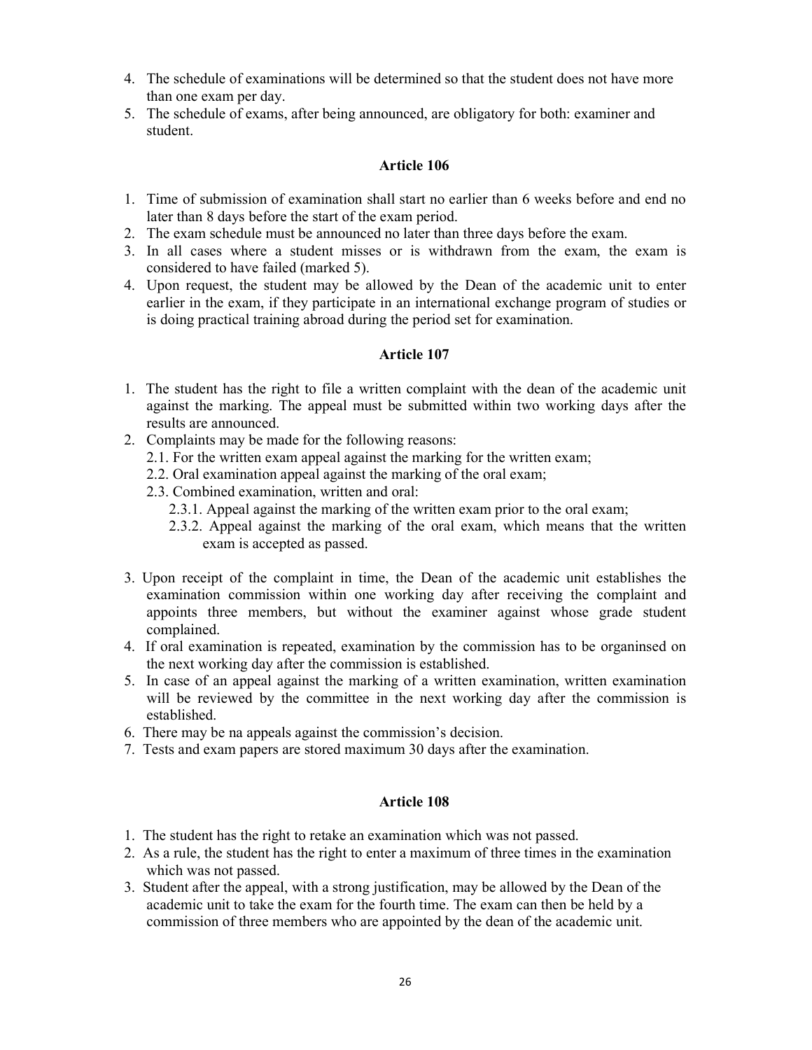4. The schedule of examinations will be determined so that the student does not have more than one exam per day.
5. The schedule of exams, after being announced, are obligatory for both: examiner and student.

### Article 106

1. Time of submission of examination shall start no earlier than 6 weeks before and end no later than 8 days before the start of the exam period.
2. The exam schedule must be announced no later than three days before the exam.
3. In all cases where a student misses or is withdrawn from the exam, the exam is considered to have failed (marked 5).
4. Upon request, the student may be allowed by the Dean of the academic unit to enter earlier in the exam, if they participate in an international exchange program of studies or is doing practical training abroad during the period set for examination.

### Article 107

1. The student has the right to file a written complaint with the dean of the academic unit against the marking. The appeal must be submitted within two working days after the results are announced.
2. Complaints may be made for the following reasons:
   2.1. For the written exam appeal against the marking for the written exam;
   2.2. Oral examination appeal against the marking of the oral exam;
   2.3. Combined examination, written and oral:
      2.3.1. Appeal against the marking of the written exam prior to the oral exam;
      2.3.2. Appeal against the marking of the oral exam, which means that the written exam is accepted as passed.
3. Upon receipt of the complaint in time, the Dean of the academic unit establishes the examination commission within one working day after receiving the complaint and appoints three members, but without the examiner against whose grade student complained.
4. If oral examination is repeated, examination by the commission has to be organinsed on the next working day after the commission is established.
5. In case of an appeal against the marking of a written examination, written examination will be reviewed by the committee in the next working day after the commission is established.
6. There may be na appeals against the commission's decision.
7. Tests and exam papers are stored maximum 30 days after the examination.

### Article 108

1. The student has the right to retake an examination which was not passed.
2. As a rule, the student has the right to enter a maximum of three times in the examination which was not passed.
3. Student after the appeal, with a strong justification, may be allowed by the Dean of the academic unit to take the exam for the fourth time. The exam can then be held by a commission of three members who are appointed by the dean of the academic unit.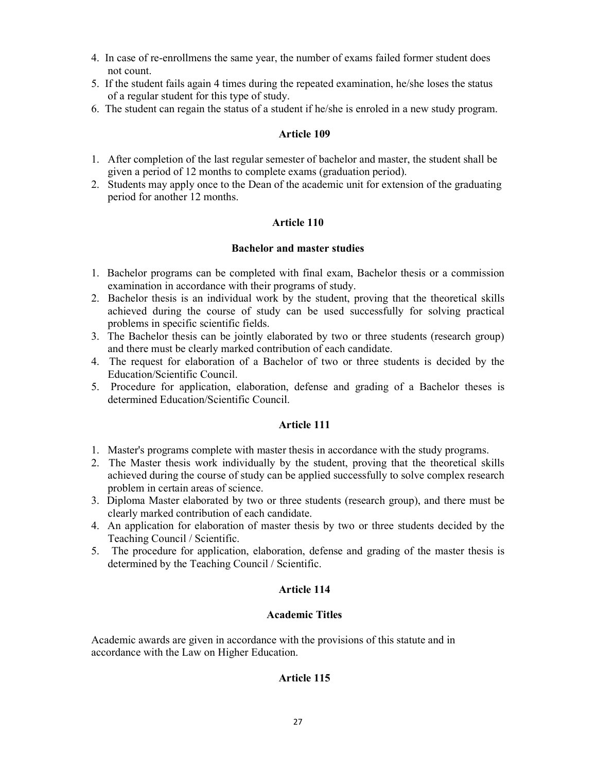4. In case of re-enrollmens the same year, the number of exams failed former student does not count.
5. If the student fails again 4 times during the repeated examination, he/she loses the status of a regular student for this type of study.
6. The student can regain the status of a student if he/she is enroled in a new study program.

**Article 109**

1. After completion of the last regular semester of bachelor and master, the student shall be given a period of 12 months to complete exams (graduation period).
2. Students may apply once to the Dean of the academic unit for extension of the graduating period for another 12 months.

**Article 110**

**Bachelor and master studies**

1. Bachelor programs can be completed with final exam, Bachelor thesis or a commission examination in accordance with their programs of study.
2. Bachelor thesis is an individual work by the student, proving that the theoretical skills achieved during the course of study can be used successfully for solving practical problems in specific scientific fields.
3. The Bachelor thesis can be jointly elaborated by two or three students (research group) and there must be clearly marked contribution of each candidate.
4. The request for elaboration of a Bachelor of two or three students is decided by the Education/Scientific Council.
5. Procedure for application, elaboration, defense and grading of a Bachelor theses is determined Education/Scientific Council.

**Article 111**

1. Master's programs complete with master thesis in accordance with the study programs.
2. The Master thesis work individually by the student, proving that the theoretical skills achieved during the course of study can be applied successfully to solve complex research problem in certain areas of science.
3. Diploma Master elaborated by two or three students (research group), and there must be clearly marked contribution of each candidate.
4. An application for elaboration of master thesis by two or three students decided by the Teaching Council / Scientific.
5. The procedure for application, elaboration, defense and grading of the master thesis is determined by the Teaching Council / Scientific.

**Article 114**

**Academic Titles**

Academic awards are given in accordance with the provisions of this statute and in accordance with the Law on Higher Education.

**Article 115**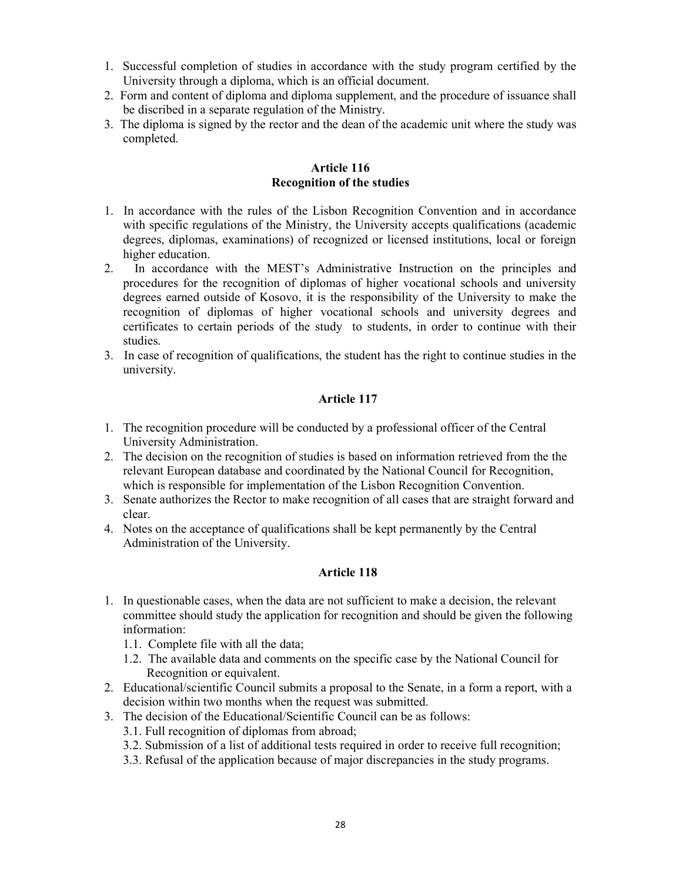1. Successful completion of studies in accordance with the study program certified by the University through a diploma, which is an official document.
2. Form and content of diploma and diploma supplement, and the procedure of issuance shall be discribed in a separate regulation of the Ministry.
3. The diploma is signed by the rector and the dean of the academic unit where the study was completed.

### Article 116
### Recognition of the studies

1. In accordance with the rules of the Lisbon Recognition Convention and in accordance with specific regulations of the Ministry, the University accepts qualifications (academic degrees, diplomas, examinations) of recognized or licensed institutions, local or foreign higher education.
2. In accordance with the MEST's Administrative Instruction on the principles and procedures for the recognition of diplomas of higher vocational schools and university degrees earned outside of Kosovo, it is the responsibility of the University to make the recognition of diplomas of higher vocational schools and university degrees and certificates to certain periods of the study to students, in order to continue with their studies.
3. In case of recognition of qualifications, the student has the right to continue studies in the university.

### Article 117

1. The recognition procedure will be conducted by a professional officer of the Central University Administration.
2. The decision on the recognition of studies is based on information retrieved from the the relevant European database and coordinated by the National Council for Recognition, which is responsible for implementation of the Lisbon Recognition Convention.
3. Senate authorizes the Rector to make recognition of all cases that are straight forward and clear.
4. Notes on the acceptance of qualifications shall be kept permanently by the Central Administration of the University.

### Article 118

1. In questionable cases, when the data are not sufficient to make a decision, the relevant committee should study the application for recognition and should be given the following information:
   1.1. Complete file with all the data;
   1.2. The available data and comments on the specific case by the National Council for Recognition or equivalent.
2. Educational/scientific Council submits a proposal to the Senate, in a form a report, with a decision within two months when the request was submitted.
3. The decision of the Educational/Scientific Council can be as follows:
   3.1. Full recognition of diplomas from abroad;
   3.2. Submission of a list of additional tests required in order to receive full recognition;
   3.3. Refusal of the application because of major discrepancies in the study programs.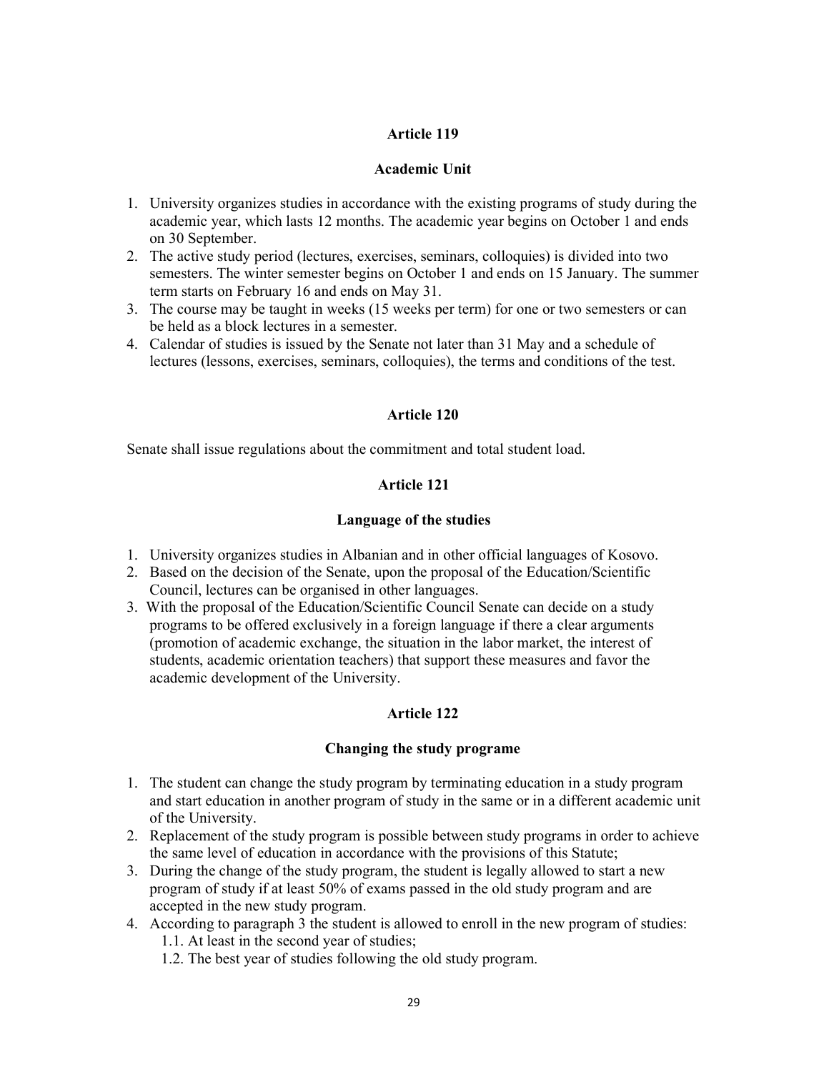## Article 119

### Academic Unit

1. University organizes studies in accordance with the existing programs of study during the academic year, which lasts 12 months. The academic year begins on October 1 and ends on 30 September.
2. The active study period (lectures, exercises, seminars, colloquies) is divided into two semesters. The winter semester begins on October 1 and ends on 15 January. The summer term starts on February 16 and ends on May 31.
3. The course may be taught in weeks (15 weeks per term) for one or two semesters or can be held as a block lectures in a semester.
4. Calendar of studies is issued by the Senate not later than 31 May and a schedule of lectures (lessons, exercises, seminars, colloquies), the terms and conditions of the test.

## Article 120

Senate shall issue regulations about the commitment and total student load.

## Article 121

### Language of the studies

1. University organizes studies in Albanian and in other official languages of Kosovo.
2. Based on the decision of the Senate, upon the proposal of the Education/Scientific Council, lectures can be organised in other languages.
3. With the proposal of the Education/Scientific Council Senate can decide on a study programs to be offered exclusively in a foreign language if there a clear arguments (promotion of academic exchange, the situation in the labor market, the interest of students, academic orientation teachers) that support these measures and favor the academic development of the University.

## Article 122

### Changing the study programe

1. The student can change the study program by terminating education in a study program and start education in another program of study in the same or in a different academic unit of the University.
2. Replacement of the study program is possible between study programs in order to achieve the same level of education in accordance with the provisions of this Statute;
3. During the change of the study program, the student is legally allowed to start a new program of study if at least 50% of exams passed in the old study program and are accepted in the new study program.
4. According to paragraph 3 the student is allowed to enroll in the new program of studies:
   - 1.1. At least in the second year of studies;
   - 1.2. The best year of studies following the old study program.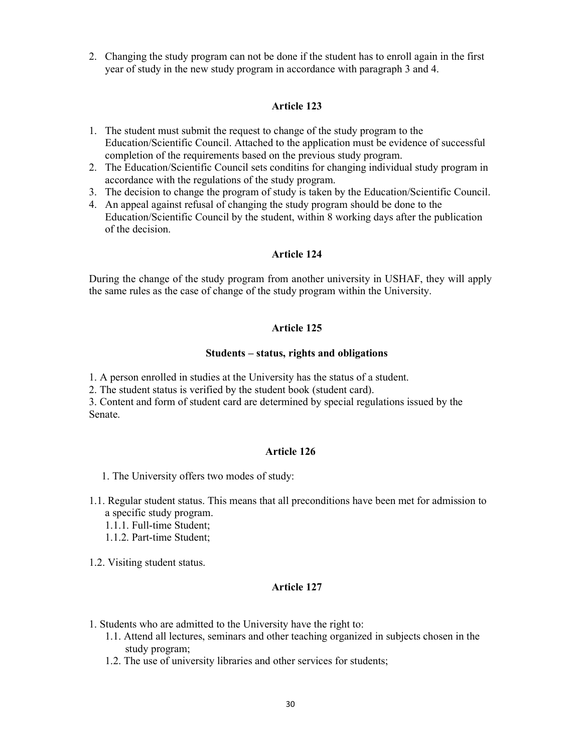2. Changing the study program can not be done if the student has to enroll again in the first year of study in the new study program in accordance with paragraph 3 and 4.

### Article 123

1. The student must submit the request to change of the study program to the Education/Scientific Council. Attached to the application must be evidence of successful completion of the requirements based on the previous study program.
2. The Education/Scientific Council sets conditins for changing individual study program in accordance with the regulations of the study program.
3. The decision to change the program of study is taken by the Education/Scientific Council.
4. An appeal against refusal of changing the study program should be done to the Education/Scientific Council by the student, within 8 working days after the publication of the decision.

### Article 124

During the change of the study program from another university in USHAF, they will apply the same rules as the case of change of the study program within the University.

### Article 125

**Students – status, rights and obligations**

1. A person enrolled in studies at the University has the status of a student.
2. The student status is verified by the student book (student card).
3. Content and form of student card are determined by special regulations issued by the Senate.

### Article 126

1. The University offers two modes of study:

1.1. Regular student status. This means that all preconditions have been met for admission to a specific study program.
   - 1.1.1. Full-time Student;
   - 1.1.2. Part-time Student;

1.2. Visiting student status.

### Article 127

1. Students who are admitted to the University have the right to:
   - 1.1. Attend all lectures, seminars and other teaching organized in subjects chosen in the study program;
   - 1.2. The use of university libraries and other services for students;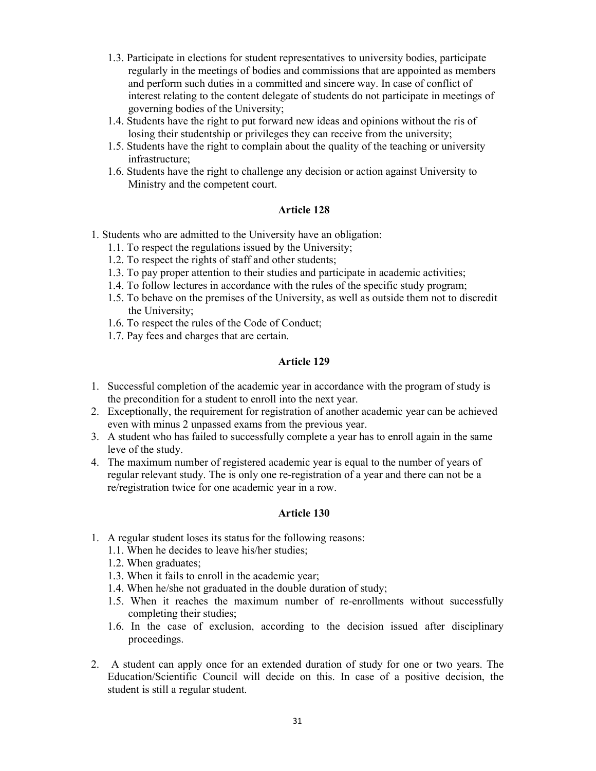1.3. Participate in elections for student representatives to university bodies, participate regularly in the meetings of bodies and commissions that are appointed as members and perform such duties in a committed and sincere way. In case of conflict of interest relating to the content delegate of students do not participate in meetings of governing bodies of the University;

1.4. Students have the right to put forward new ideas and opinions without the ris of losing their studentship or privileges they can receive from the university;

1.5. Students have the right to complain about the quality of the teaching or university infrastructure;

1.6. Students have the right to challenge any decision or action against University to Ministry and the competent court.

### Article 128

1. Students who are admitted to the University have an obligation:
   - 1.1. To respect the regulations issued by the University;
   - 1.2. To respect the rights of staff and other students;
   - 1.3. To pay proper attention to their studies and participate in academic activities;
   - 1.4. To follow lectures in accordance with the rules of the specific study program;
   - 1.5. To behave on the premises of the University, as well as outside them not to discredit the University;
   - 1.6. To respect the rules of the Code of Conduct;
   - 1.7. Pay fees and charges that are certain.

### Article 129

1. Successful completion of the academic year in accordance with the program of study is the precondition for a student to enroll into the next year.
2. Exceptionally, the requirement for registration of another academic year can be achieved even with minus 2 unpassed exams from the previous year.
3. A student who has failed to successfully complete a year has to enroll again in the same leve of the study.
4. The maximum number of registered academic year is equal to the number of years of regular relevant study. The is only one re-registration of a year and there can not be a re/registration twice for one academic year in a row.

### Article 130

1. A regular student loses its status for the following reasons:
   - 1.1. When he decides to leave his/her studies;
   - 1.2. When graduates;
   - 1.3. When it fails to enroll in the academic year;
   - 1.4. When he/she not graduated in the double duration of study;
   - 1.5. When it reaches the maximum number of re-enrollments without successfully completing their studies;
   - 1.6. In the case of exclusion, according to the decision issued after disciplinary proceedings.
2. A student can apply once for an extended duration of study for one or two years. The Education/Scientific Council will decide on this. In case of a positive decision, the student is still a regular student.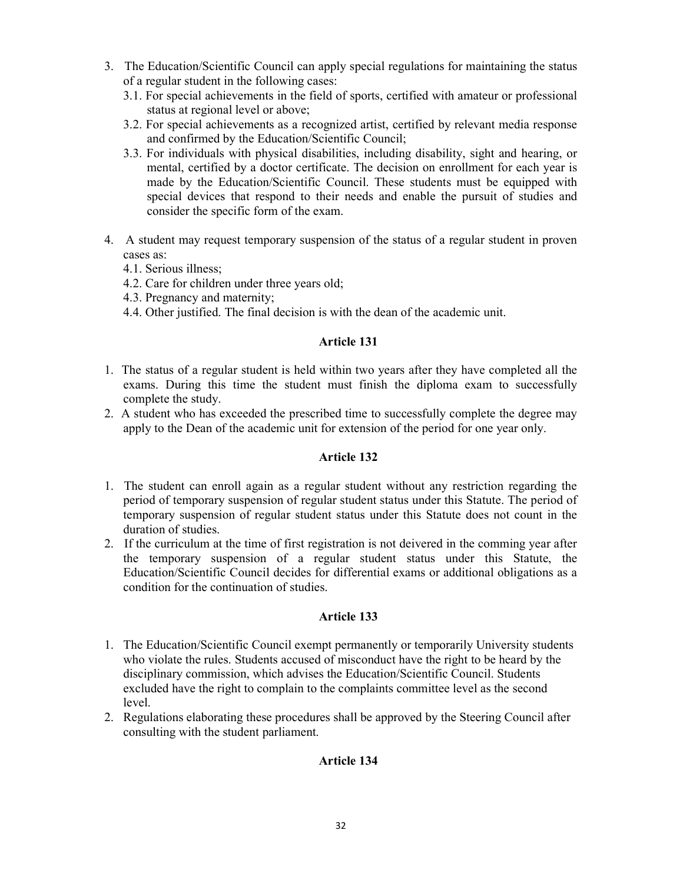3. The Education/Scientific Council can apply special regulations for maintaining the status of a regular student in the following cases:
   3.1. For special achievements in the field of sports, certified with amateur or professional status at regional level or above;
   3.2. For special achievements as a recognized artist, certified by relevant media response and confirmed by the Education/Scientific Council;
   3.3. For individuals with physical disabilities, including disability, sight and hearing, or mental, certified by a doctor certificate. The decision on enrollment for each year is made by the Education/Scientific Council. These students must be equipped with special devices that respond to their needs and enable the pursuit of studies and consider the specific form of the exam.

4. A student may request temporary suspension of the status of a regular student in proven cases as:
   4.1. Serious illness;
   4.2. Care for children under three years old;
   4.3. Pregnancy and maternity;
   4.4. Other justified. The final decision is with the dean of the academic unit.

### Article 131

1. The status of a regular student is held within two years after they have completed all the exams. During this time the student must finish the diploma exam to successfully complete the study.
2. A student who has exceeded the prescribed time to successfully complete the degree may apply to the Dean of the academic unit for extension of the period for one year only.

### Article 132

1. The student can enroll again as a regular student without any restriction regarding the period of temporary suspension of regular student status under this Statute. The period of temporary suspension of regular student status under this Statute does not count in the duration of studies.
2. If the curriculum at the time of first registration is not deivered in the comming year after the temporary suspension of a regular student status under this Statute, the Education/Scientific Council decides for differential exams or additional obligations as a condition for the continuation of studies.

### Article 133

1. The Education/Scientific Council exempt permanently or temporarily University students who violate the rules. Students accused of misconduct have the right to be heard by the disciplinary commission, which advises the Education/Scientific Council. Students excluded have the right to complain to the complaints committee level as the second level.
2. Regulations elaborating these procedures shall be approved by the Steering Council after consulting with the student parliament.

### Article 134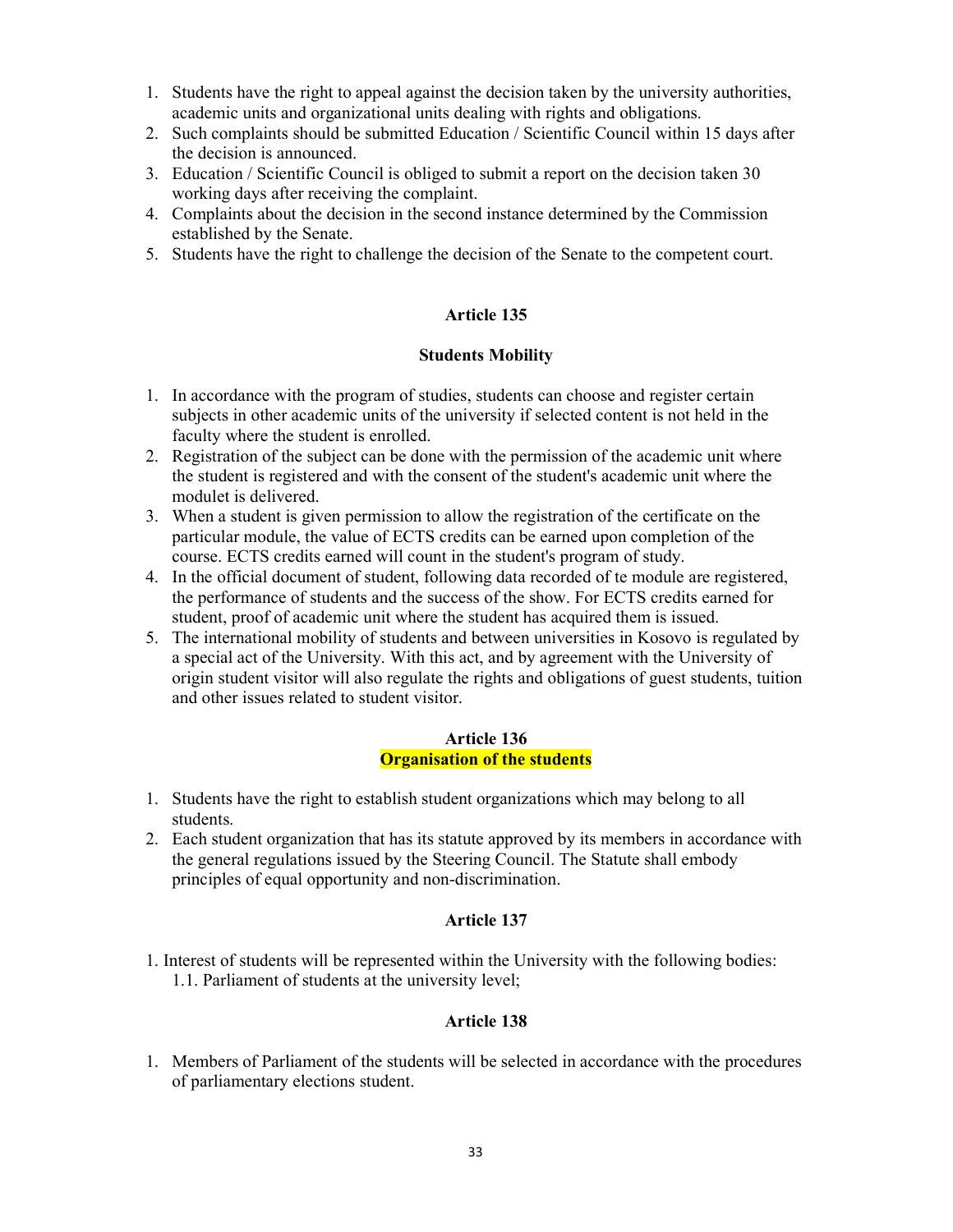1. Students have the right to appeal against the decision taken by the university authorities, academic units and organizational units dealing with rights and obligations.
2. Such complaints should be submitted Education / Scientific Council within 15 days after the decision is announced.
3. Education / Scientific Council is obliged to submit a report on the decision taken 30 working days after receiving the complaint.
4. Complaints about the decision in the second instance determined by the Commission established by the Senate.
5. Students have the right to challenge the decision of the Senate to the competent court.

### Article 135

### Students Mobility

1. In accordance with the program of studies, students can choose and register certain subjects in other academic units of the university if selected content is not held in the faculty where the student is enrolled.
2. Registration of the subject can be done with the permission of the academic unit where the student is registered and with the consent of the student's academic unit where the modulet is delivered.
3. When a student is given permission to allow the registration of the certificate on the particular module, the value of ECTS credits can be earned upon completion of the course. ECTS credits earned will count in the student's program of study.
4. In the official document of student, following data recorded of te module are registered, the performance of students and the success of the show. For ECTS credits earned for student, proof of academic unit where the student has acquired them is issued.
5. The international mobility of students and between universities in Kosovo is regulated by a special act of the University. With this act, and by agreement with the University of origin student visitor will also regulate the rights and obligations of guest students, tuition and other issues related to student visitor.

### Article 136
### Organisation of the students

1. Students have the right to establish student organizations which may belong to all students.
2. Each student organization that has its statute approved by its members in accordance with the general regulations issued by the Steering Council. The Statute shall embody principles of equal opportunity and non-discrimination.

### Article 137

1. Interest of students will be represented within the University with the following bodies:
   1.1. Parliament of students at the university level;

### Article 138

1. Members of Parliament of the students will be selected in accordance with the procedures of parliamentary elections student.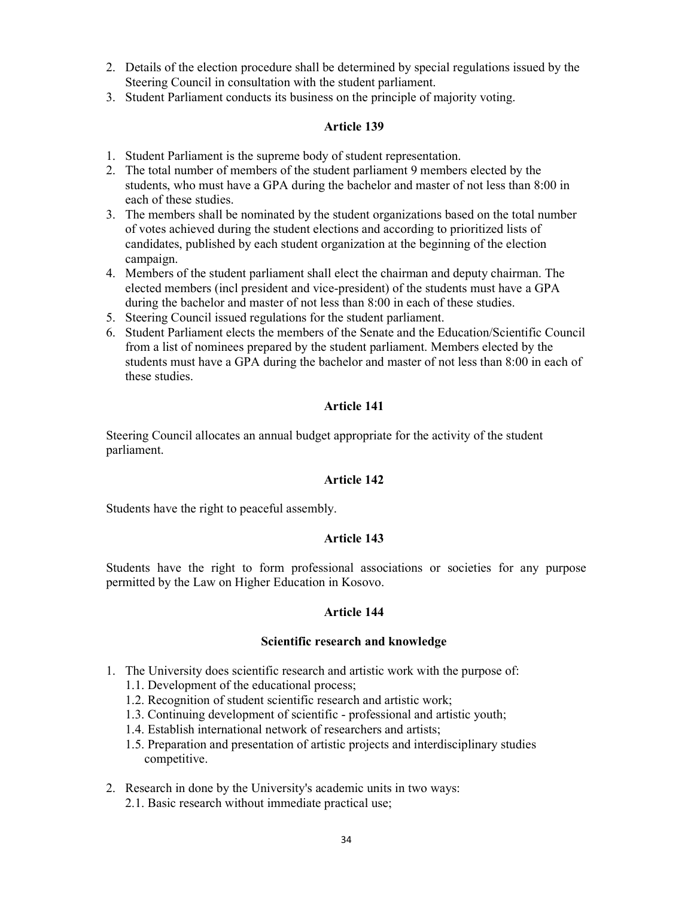2. Details of the election procedure shall be determined by special regulations issued by the Steering Council in consultation with the student parliament.
3. Student Parliament conducts its business on the principle of majority voting.

### Article 139

1. Student Parliament is the supreme body of student representation.
2. The total number of members of the student parliament 9 members elected by the students, who must have a GPA during the bachelor and master of not less than 8:00 in each of these studies.
3. The members shall be nominated by the student organizations based on the total number of votes achieved during the student elections and according to prioritized lists of candidates, published by each student organization at the beginning of the election campaign.
4. Members of the student parliament shall elect the chairman and deputy chairman. The elected members (incl president and vice-president) of the students must have a GPA during the bachelor and master of not less than 8:00 in each of these studies.
5. Steering Council issued regulations for the student parliament.
6. Student Parliament elects the members of the Senate and the Education/Scientific Council from a list of nominees prepared by the student parliament. Members elected by the students must have a GPA during the bachelor and master of not less than 8:00 in each of these studies.

### Article 141

Steering Council allocates an annual budget appropriate for the activity of the student parliament.

### Article 142

Students have the right to peaceful assembly.

### Article 143

Students have the right to form professional associations or societies for any purpose permitted by the Law on Higher Education in Kosovo.

### Article 144

#### Scientific research and knowledge

1. The University does scientific research and artistic work with the purpose of:
   1.1. Development of the educational process;
   1.2. Recognition of student scientific research and artistic work;
   1.3. Continuing development of scientific - professional and artistic youth;
   1.4. Establish international network of researchers and artists;
   1.5. Preparation and presentation of artistic projects and interdisciplinary studies competitive.

2. Research in done by the University's academic units in two ways:
   2.1. Basic research without immediate practical use;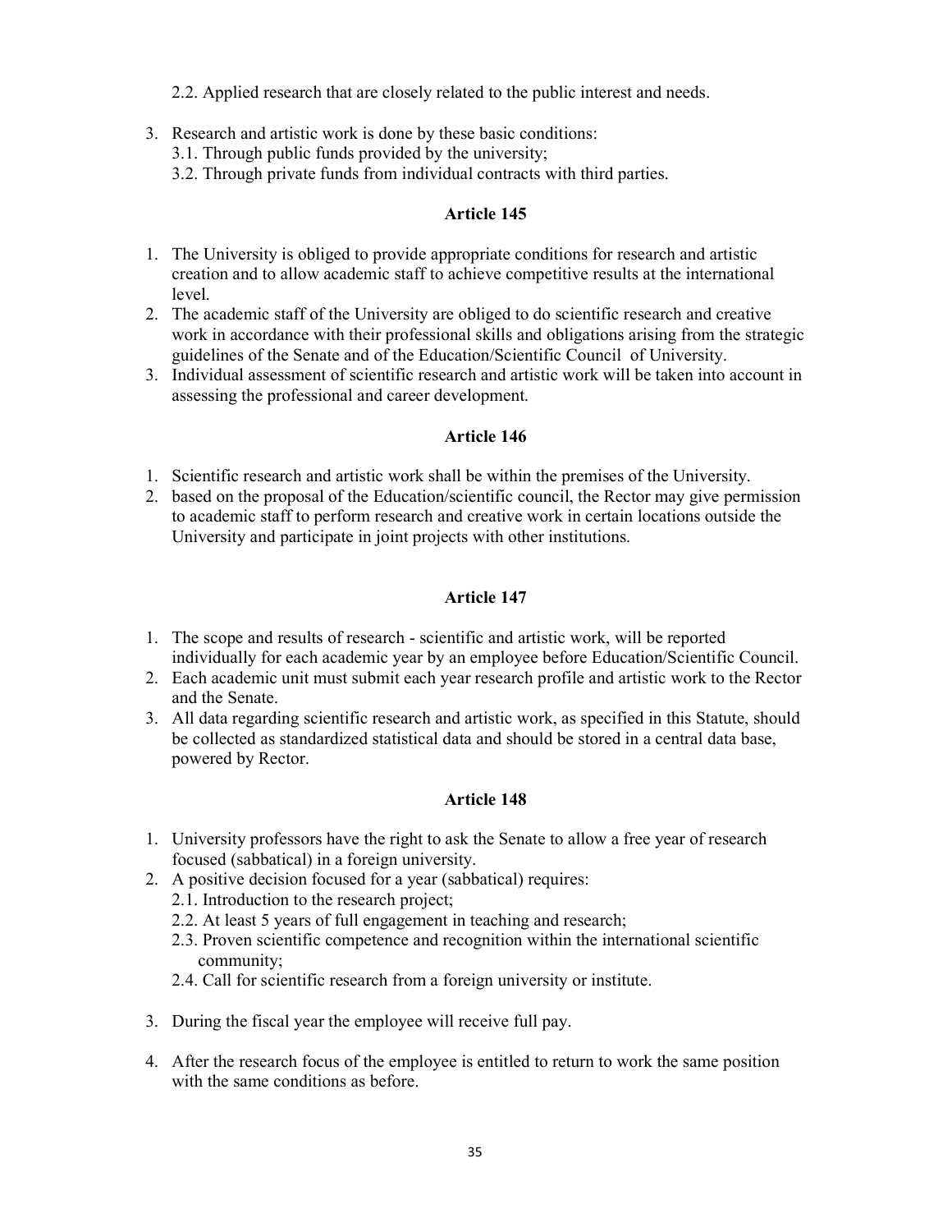2.2. Applied research that are closely related to the public interest and needs.

3. Research and artistic work is done by these basic conditions:
   3.1. Through public funds provided by the university;
   3.2. Through private funds from individual contracts with third parties.

### Article 145

1. The University is obliged to provide appropriate conditions for research and artistic creation and to allow academic staff to achieve competitive results at the international level.
2. The academic staff of the University are obliged to do scientific research and creative work in accordance with their professional skills and obligations arising from the strategic guidelines of the Senate and of the Education/Scientific Council of University.
3. Individual assessment of scientific research and artistic work will be taken into account in assessing the professional and career development.

### Article 146

1. Scientific research and artistic work shall be within the premises of the University.
2. based on the proposal of the Education/scientific council, the Rector may give permission to academic staff to perform research and creative work in certain locations outside the University and participate in joint projects with other institutions.

### Article 147

1. The scope and results of research - scientific and artistic work, will be reported individually for each academic year by an employee before Education/Scientific Council.
2. Each academic unit must submit each year research profile and artistic work to the Rector and the Senate.
3. All data regarding scientific research and artistic work, as specified in this Statute, should be collected as standardized statistical data and should be stored in a central data base, powered by Rector.

### Article 148

1. University professors have the right to ask the Senate to allow a free year of research focused (sabbatical) in a foreign university.
2. A positive decision focused for a year (sabbatical) requires:
   2.1. Introduction to the research project;
   2.2. At least 5 years of full engagement in teaching and research;
   2.3. Proven scientific competence and recognition within the international scientific community;
   2.4. Call for scientific research from a foreign university or institute.

3. During the fiscal year the employee will receive full pay.

4. After the research focus of the employee is entitled to return to work the same position with the same conditions as before.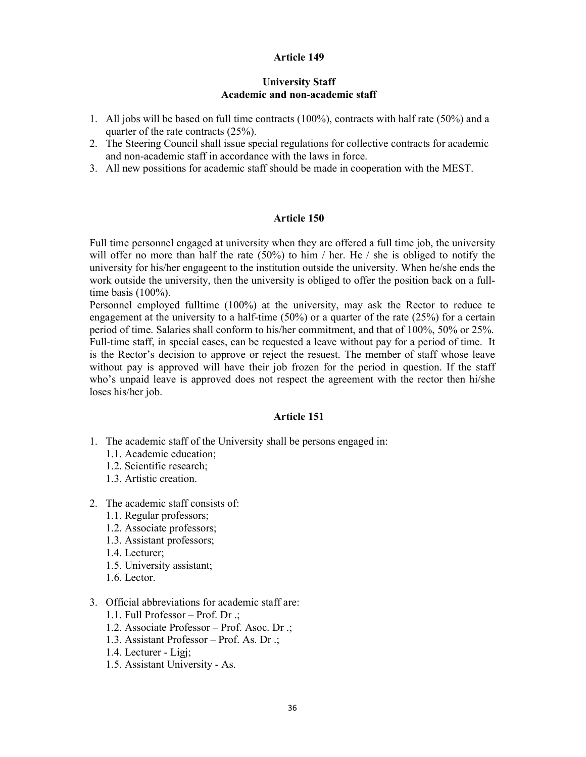## Article 149

### University Staff
### Academic and non-academic staff

1. All jobs will be based on full time contracts (100%), contracts with half rate (50%) and a quarter of the rate contracts (25%).
2. The Steering Council shall issue special regulations for collective contracts for academic and non-academic staff in accordance with the laws in force.
3. All new possitions for academic staff should be made in cooperation with the MEST.

## Article 150

Full time personnel engaged at university when they are offered a full time job, the university will offer no more than half the rate (50%) to him / her. He / she is obliged to notify the university for his/her engageent to the institution outside the university. When he/she ends the work outside the university, then the university is obliged to offer the position back on a full-time basis (100%).

Personnel employed fulltime (100%) at the university, may ask the Rector to reduce te engagement at the university to a half-time (50%) or a quarter of the rate (25%) for a certain period of time. Salaries shall conform to his/her commitment, and that of 100%, 50% or 25%. Full-time staff, in special cases, can be requested a leave without pay for a period of time. It is the Rector's decision to approve or reject the resuest. The member of staff whose leave without pay is approved will have their job frozen for the period in question. If the staff who's unpaid leave is approved does not respect the agreement with the rector then hi/she loses his/her job.

## Article 151

1. The academic staff of the University shall be persons engaged in:
   1.1. Academic education;
   1.2. Scientific research;
   1.3. Artistic creation.

2. The academic staff consists of:
   1.1. Regular professors;
   1.2. Associate professors;
   1.3. Assistant professors;
   1.4. Lecturer;
   1.5. University assistant;
   1.6. Lector.

3. Official abbreviations for academic staff are:
   1.1. Full Professor – Prof. Dr .;
   1.2. Associate Professor – Prof. Asoc. Dr .;
   1.3. Assistant Professor – Prof. As. Dr .;
   1.4. Lecturer - Ligj;
   1.5. Assistant University - As.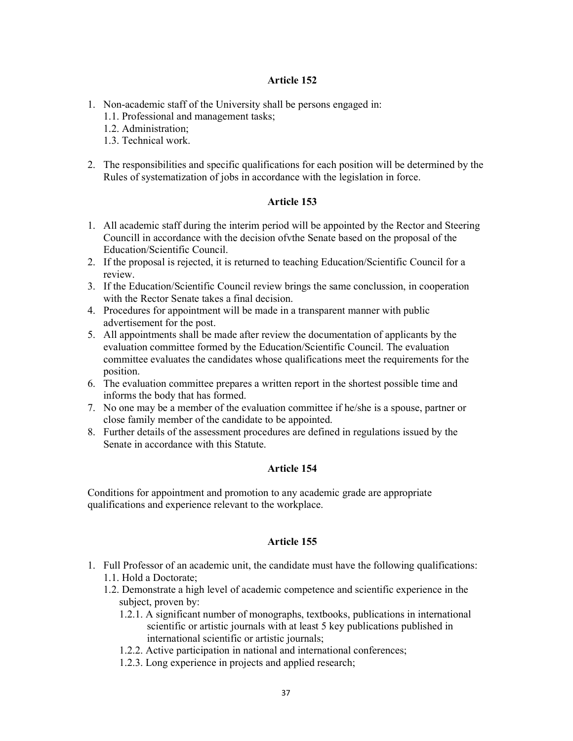## Article 152

1. Non-academic staff of the University shall be persons engaged in:
   1.1. Professional and management tasks;
   1.2. Administration;
   1.3. Technical work.

2. The responsibilities and specific qualifications for each position will be determined by the Rules of systematization of jobs in accordance with the legislation in force.

## Article 153

1. All academic staff during the interim period will be appointed by the Rector and Steering Councill in accordance with the decision ofvthe Senate based on the proposal of the Education/Scientific Council.
2. If the proposal is rejected, it is returned to teaching Education/Scientific Council for a review.
3. If the Education/Scientific Council review brings the same conclussion, in cooperation with the Rector Senate takes a final decision.
4. Procedures for appointment will be made in a transparent manner with public advertisement for the post.
5. All appointments shall be made after review the documentation of applicants by the evaluation committee formed by the Education/Scientific Council. The evaluation committee evaluates the candidates whose qualifications meet the requirements for the position.
6. The evaluation committee prepares a written report in the shortest possible time and informs the body that has formed.
7. No one may be a member of the evaluation committee if he/she is a spouse, partner or close family member of the candidate to be appointed.
8. Further details of the assessment procedures are defined in regulations issued by the Senate in accordance with this Statute.

## Article 154

Conditions for appointment and promotion to any academic grade are appropriate qualifications and experience relevant to the workplace.

## Article 155

1. Full Professor of an academic unit, the candidate must have the following qualifications:
   1.1. Hold a Doctorate;
   1.2. Demonstrate a high level of academic competence and scientific experience in the subject, proven by:
      1.2.1. A significant number of monographs, textbooks, publications in international scientific or artistic journals with at least 5 key publications published in international scientific or artistic journals;
      1.2.2. Active participation in national and international conferences;
      1.2.3. Long experience in projects and applied research;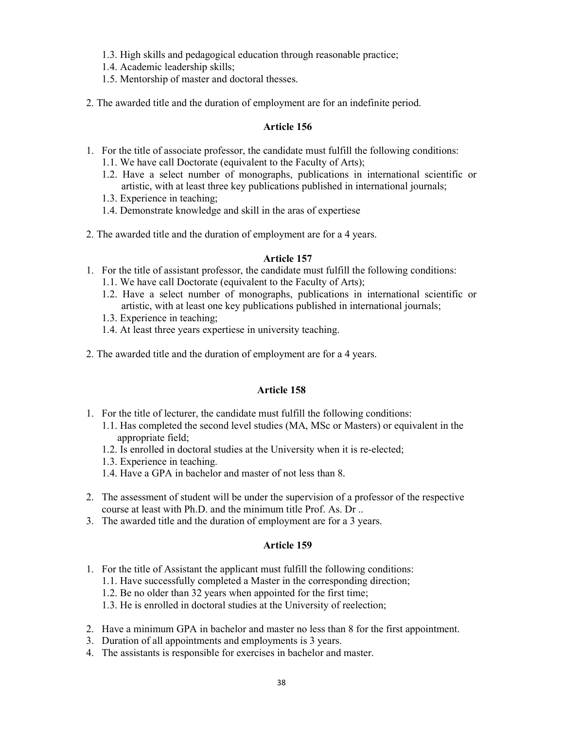1.3. High skills and pedagogical education through reasonable practice;
1.4. Academic leadership skills;
1.5. Mentorship of master and doctoral thesses.

2. The awarded title and the duration of employment are for an indefinite period.

**Article 156**

1. For the title of associate professor, the candidate must fulfill the following conditions:
   1.1. We have call Doctorate (equivalent to the Faculty of Arts);
   1.2. Have a select number of monographs, publications in international scientific or artistic, with at least three key publications published in international journals;
   1.3. Experience in teaching;
   1.4. Demonstrate knowledge and skill in the aras of expertiese

2. The awarded title and the duration of employment are for a 4 years.

**Article 157**

1. For the title of assistant professor, the candidate must fulfill the following conditions:
   1.1. We have call Doctorate (equivalent to the Faculty of Arts);
   1.2. Have a select number of monographs, publications in international scientific or artistic, with at least one key publications published in international journals;
   1.3. Experience in teaching;
   1.4. At least three years expertiese in university teaching.

2. The awarded title and the duration of employment are for a 4 years.

**Article 158**

1. For the title of lecturer, the candidate must fulfill the following conditions:
   1.1. Has completed the second level studies (MA, MSc or Masters) or equivalent in the appropriate field;
   1.2. Is enrolled in doctoral studies at the University when it is re-elected;
   1.3. Experience in teaching.
   1.4. Have a GPA in bachelor and master of not less than 8.
2. The assessment of student will be under the supervision of a professor of the respective course at least with Ph.D. and the minimum title Prof. As. Dr ..
3. The awarded title and the duration of employment are for a 3 years.

**Article 159**

1. For the title of Assistant the applicant must fulfill the following conditions:
   1.1. Have successfully completed a Master in the corresponding direction;
   1.2. Be no older than 32 years when appointed for the first time;
   1.3. He is enrolled in doctoral studies at the University of reelection;
2. Have a minimum GPA in bachelor and master no less than 8 for the first appointment.
3. Duration of all appointments and employments is 3 years.
4. The assistants is responsible for exercises in bachelor and master.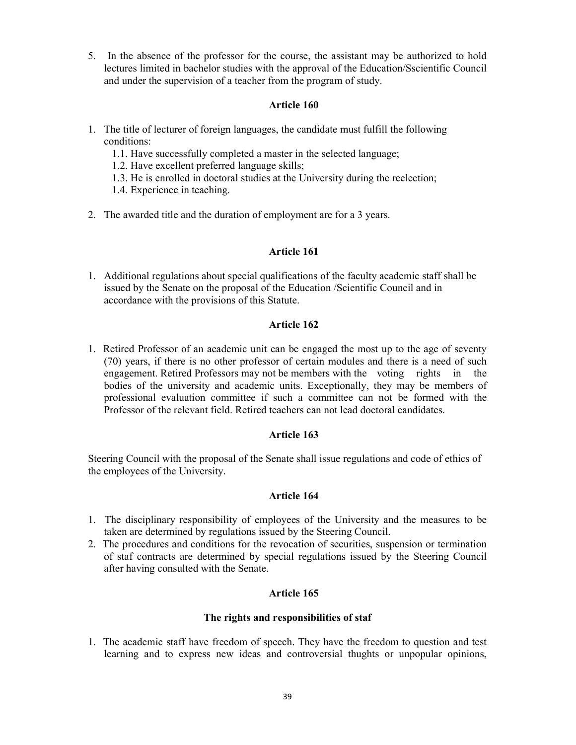5. In the absence of the professor for the course, the assistant may be authorized to hold lectures limited in bachelor studies with the approval of the Education/Sscientific Council and under the supervision of a teacher from the program of study.

### Article 160

1. The title of lecturer of foreign languages, the candidate must fulfill the following conditions:
   1.1. Have successfully completed a master in the selected language;
   1.2. Have excellent preferred language skills;
   1.3. He is enrolled in doctoral studies at the University during the reelection;
   1.4. Experience in teaching.
2. The awarded title and the duration of employment are for a 3 years.

### Article 161

1. Additional regulations about special qualifications of the faculty academic staff shall be issued by the Senate on the proposal of the Education /Scientific Council and in accordance with the provisions of this Statute.

### Article 162

1. Retired Professor of an academic unit can be engaged the most up to the age of seventy (70) years, if there is no other professor of certain modules and there is a need of such engagement. Retired Professors may not be members with the voting rights in the bodies of the university and academic units. Exceptionally, they may be members of professional evaluation committee if such a committee can not be formed with the Professor of the relevant field. Retired teachers can not lead doctoral candidates.

### Article 163

Steering Council with the proposal of the Senate shall issue regulations and code of ethics of the employees of the University.

### Article 164

1. The disciplinary responsibility of employees of the University and the measures to be taken are determined by regulations issued by the Steering Council.
2. The procedures and conditions for the revocation of securities, suspension or termination of staf contracts are determined by special regulations issued by the Steering Council after having consulted with the Senate.

### Article 165

#### The rights and responsibilities of staf

1. The academic staff have freedom of speech. They have the freedom to question and test learning and to express new ideas and controversial thughts or unpopular opinions,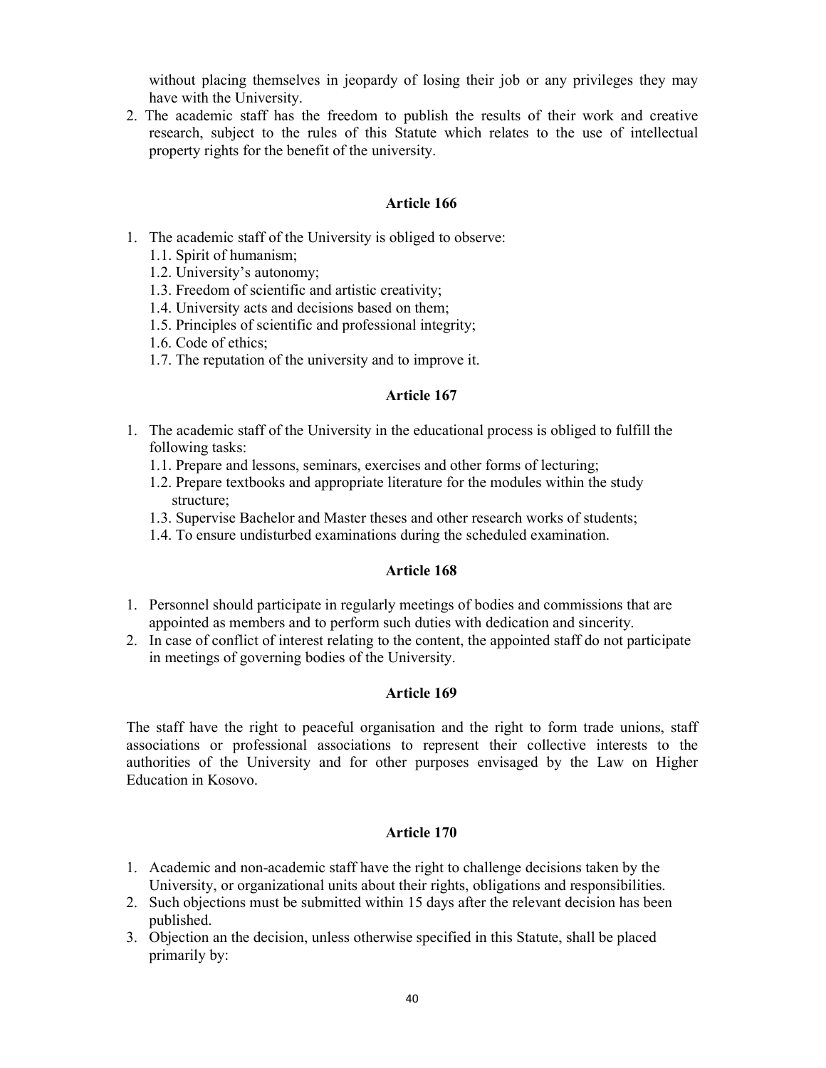without placing themselves in jeopardy of losing their job or any privileges they may have with the University.

2. The academic staff has the freedom to publish the results of their work and creative research, subject to the rules of this Statute which relates to the use of intellectual property rights for the benefit of the university.

### Article 166

1. The academic staff of the University is obliged to observe:
   1.1. Spirit of humanism;
   1.2. University's autonomy;
   1.3. Freedom of scientific and artistic creativity;
   1.4. University acts and decisions based on them;
   1.5. Principles of scientific and professional integrity;
   1.6. Code of ethics;
   1.7. The reputation of the university and to improve it.

### Article 167

1. The academic staff of the University in the educational process is obliged to fulfill the following tasks:
   1.1. Prepare and lessons, seminars, exercises and other forms of lecturing;
   1.2. Prepare textbooks and appropriate literature for the modules within the study structure;
   1.3. Supervise Bachelor and Master theses and other research works of students;
   1.4. To ensure undisturbed examinations during the scheduled examination.

### Article 168

1. Personnel should participate in regularly meetings of bodies and commissions that are appointed as members and to perform such duties with dedication and sincerity.
2. In case of conflict of interest relating to the content, the appointed staff do not participate in meetings of governing bodies of the University.

### Article 169

The staff have the right to peaceful organisation and the right to form trade unions, staff associations or professional associations to represent their collective interests to the authorities of the University and for other purposes envisaged by the Law on Higher Education in Kosovo.

### Article 170

1. Academic and non-academic staff have the right to challenge decisions taken by the University, or organizational units about their rights, obligations and responsibilities.
2. Such objections must be submitted within 15 days after the relevant decision has been published.
3. Objection an the decision, unless otherwise specified in this Statute, shall be placed primarily by: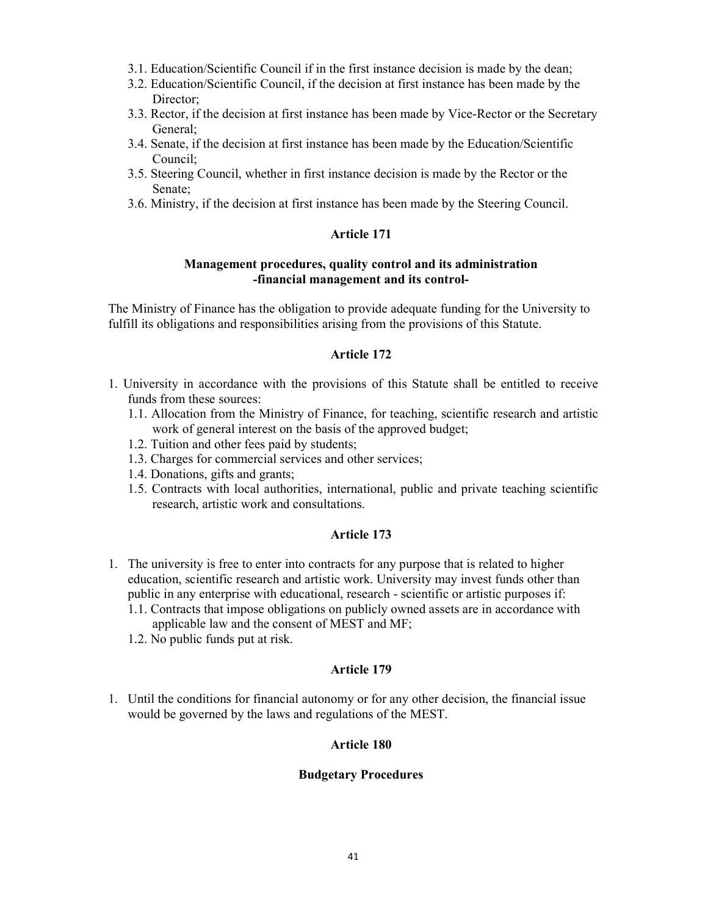3.1. Education/Scientific Council if in the first instance decision is made by the dean;
3.2. Education/Scientific Council, if the decision at first instance has been made by the Director;
3.3. Rector, if the decision at first instance has been made by Vice-Rector or the Secretary General;
3.4. Senate, if the decision at first instance has been made by the Education/Scientific Council;
3.5. Steering Council, whether in first instance decision is made by the Rector or the Senate;
3.6. Ministry, if the decision at first instance has been made by the Steering Council.

### Article 171

#### Management procedures, quality control and its administration -financial management and its control-

The Ministry of Finance has the obligation to provide adequate funding for the University to fulfill its obligations and responsibilities arising from the provisions of this Statute.

### Article 172

1. University in accordance with the provisions of this Statute shall be entitled to receive funds from these sources:
   1.1. Allocation from the Ministry of Finance, for teaching, scientific research and artistic work of general interest on the basis of the approved budget;
   1.2. Tuition and other fees paid by students;
   1.3. Charges for commercial services and other services;
   1.4. Donations, gifts and grants;
   1.5. Contracts with local authorities, international, public and private teaching scientific research, artistic work and consultations.

### Article 173

1. The university is free to enter into contracts for any purpose that is related to higher education, scientific research and artistic work. University may invest funds other than public in any enterprise with educational, research - scientific or artistic purposes if:
   1.1. Contracts that impose obligations on publicly owned assets are in accordance with applicable law and the consent of MEST and MF;
   1.2. No public funds put at risk.

### Article 179

1. Until the conditions for financial autonomy or for any other decision, the financial issue would be governed by the laws and regulations of the MEST.

### Article 180

#### Budgetary Procedures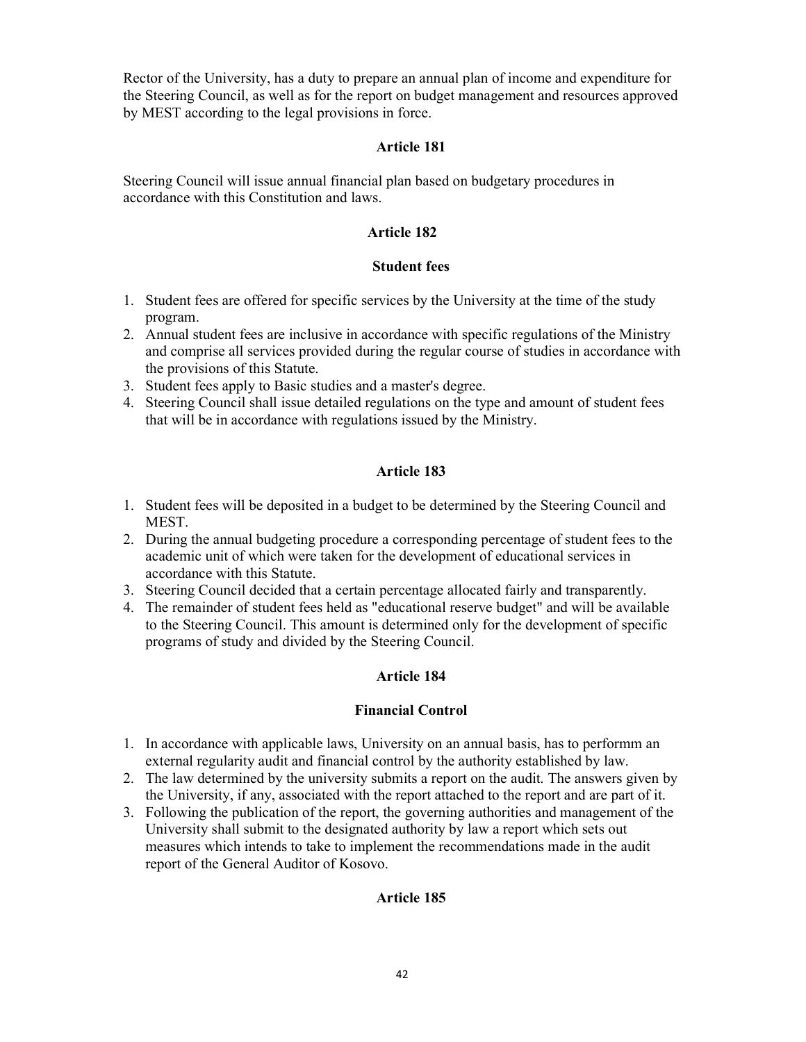Rector of the University, has a duty to prepare an annual plan of income and expenditure for the Steering Council, as well as for the report on budget management and resources approved by MEST according to the legal provisions in force.

### Article 181

Steering Council will issue annual financial plan based on budgetary procedures in accordance with this Constitution and laws.

### Article 182

#### Student fees

1. Student fees are offered for specific services by the University at the time of the study program.
2. Annual student fees are inclusive in accordance with specific regulations of the Ministry and comprise all services provided during the regular course of studies in accordance with the provisions of this Statute.
3. Student fees apply to Basic studies and a master's degree.
4. Steering Council shall issue detailed regulations on the type and amount of student fees that will be in accordance with regulations issued by the Ministry.

### Article 183

1. Student fees will be deposited in a budget to be determined by the Steering Council and MEST.
2. During the annual budgeting procedure a corresponding percentage of student fees to the academic unit of which were taken for the development of educational services in accordance with this Statute.
3. Steering Council decided that a certain percentage allocated fairly and transparently.
4. The remainder of student fees held as "educational reserve budget" and will be available to the Steering Council. This amount is determined only for the development of specific programs of study and divided by the Steering Council.

### Article 184

#### Financial Control

1. In accordance with applicable laws, University on an annual basis, has to performm an external regularity audit and financial control by the authority established by law.
2. The law determined by the university submits a report on the audit. The answers given by the University, if any, associated with the report attached to the report and are part of it.
3. Following the publication of the report, the governing authorities and management of the University shall submit to the designated authority by law a report which sets out measures which intends to take to implement the recommendations made in the audit report of the General Auditor of Kosovo.

### Article 185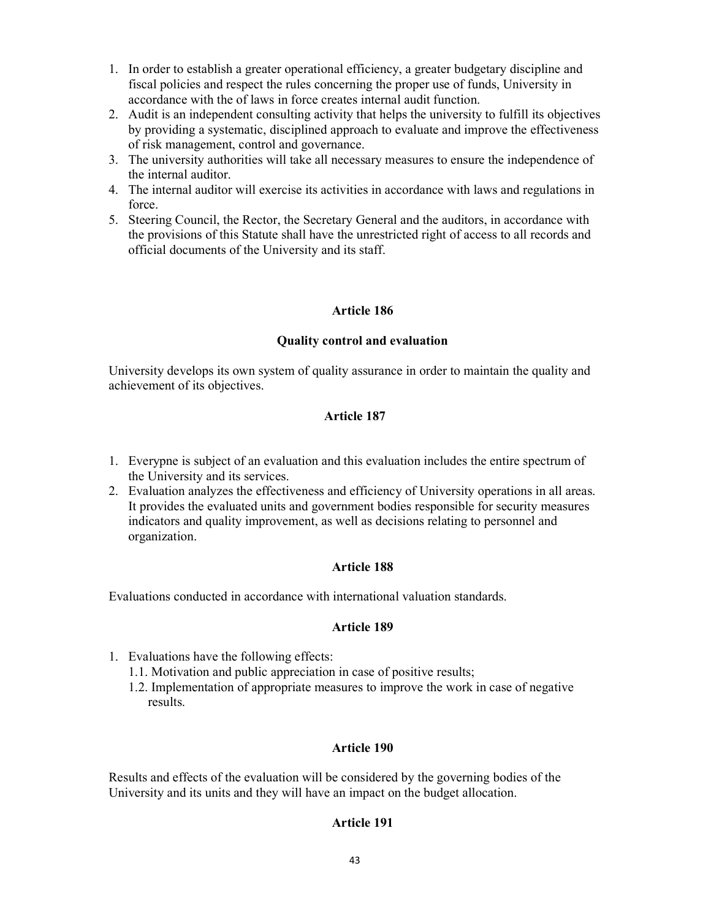1. In order to establish a greater operational efficiency, a greater budgetary discipline and fiscal policies and respect the rules concerning the proper use of funds, University in accordance with the of laws in force creates internal audit function.
2. Audit is an independent consulting activity that helps the university to fulfill its objectives by providing a systematic, disciplined approach to evaluate and improve the effectiveness of risk management, control and governance.
3. The university authorities will take all necessary measures to ensure the independence of the internal auditor.
4. The internal auditor will exercise its activities in accordance with laws and regulations in force.
5. Steering Council, the Rector, the Secretary General and the auditors, in accordance with the provisions of this Statute shall have the unrestricted right of access to all records and official documents of the University and its staff.

**Article 186**

**Quality control and evaluation**

University develops its own system of quality assurance in order to maintain the quality and achievement of its objectives.

**Article 187**

1. Everypne is subject of an evaluation and this evaluation includes the entire spectrum of the University and its services.
2. Evaluation analyzes the effectiveness and efficiency of University operations in all areas. It provides the evaluated units and government bodies responsible for security measures indicators and quality improvement, as well as decisions relating to personnel and organization.

**Article 188**

Evaluations conducted in accordance with international valuation standards.

**Article 189**

1. Evaluations have the following effects:
   1.1. Motivation and public appreciation in case of positive results;
   1.2. Implementation of appropriate measures to improve the work in case of negative results.

**Article 190**

Results and effects of the evaluation will be considered by the governing bodies of the University and its units and they will have an impact on the budget allocation.

**Article 191**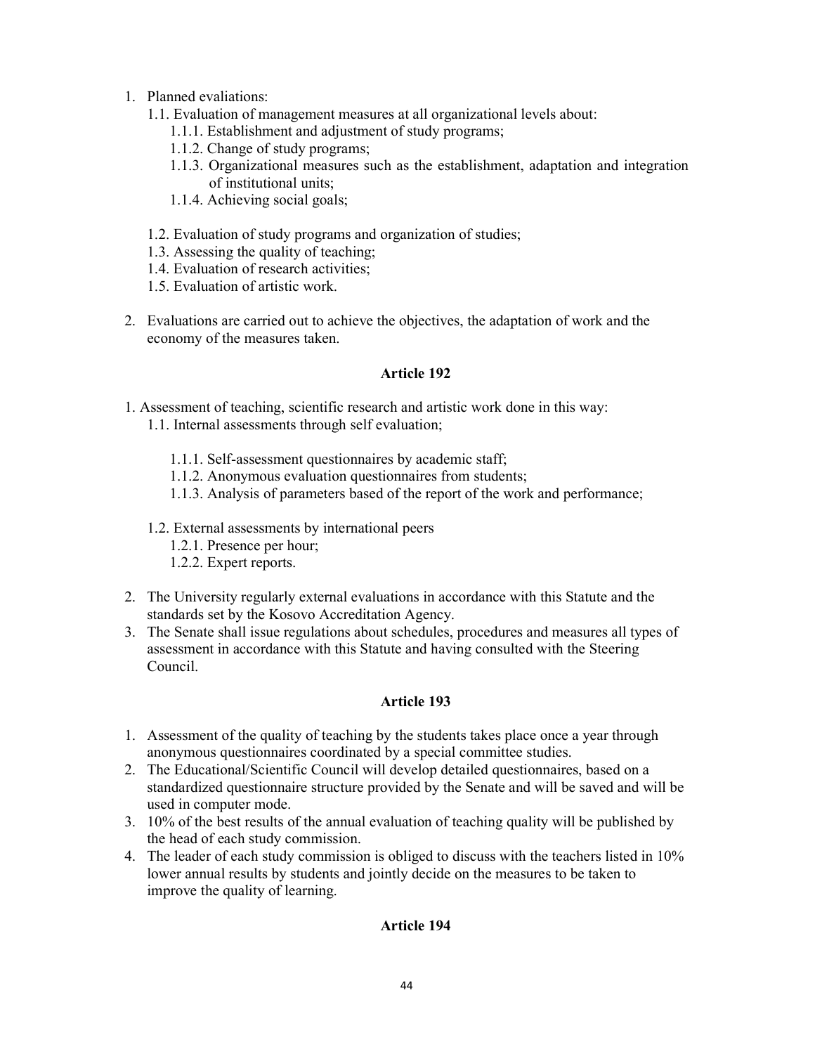1. Planned evaliations:
   - 1.1. Evaluation of management measures at all organizational levels about:
     - 1.1.1. Establishment and adjustment of study programs;
     - 1.1.2. Change of study programs;
     - 1.1.3. Organizational measures such as the establishment, adaptation and integration of institutional units;
     - 1.1.4. Achieving social goals;
   - 1.2. Evaluation of study programs and organization of studies;
   - 1.3. Assessing the quality of teaching;
   - 1.4. Evaluation of research activities;
   - 1.5. Evaluation of artistic work.
2. Evaluations are carried out to achieve the objectives, the adaptation of work and the economy of the measures taken.

### Article 192

1. Assessment of teaching, scientific research and artistic work done in this way:
   - 1.1. Internal assessments through self evaluation;
     - 1.1.1. Self-assessment questionnaires by academic staff;
     - 1.1.2. Anonymous evaluation questionnaires from students;
     - 1.1.3. Analysis of parameters based of the report of the work and performance;
   - 1.2. External assessments by international peers
     - 1.2.1. Presence per hour;
     - 1.2.2. Expert reports.
2. The University regularly external evaluations in accordance with this Statute and the standards set by the Kosovo Accreditation Agency.
3. The Senate shall issue regulations about schedules, procedures and measures all types of assessment in accordance with this Statute and having consulted with the Steering Council.

### Article 193

1. Assessment of the quality of teaching by the students takes place once a year through anonymous questionnaires coordinated by a special committee studies.
2. The Educational/Scientific Council will develop detailed questionnaires, based on a standardized questionnaire structure provided by the Senate and will be saved and will be used in computer mode.
3. 10% of the best results of the annual evaluation of teaching quality will be published by the head of each study commission.
4. The leader of each study commission is obliged to discuss with the teachers listed in 10% lower annual results by students and jointly decide on the measures to be taken to improve the quality of learning.

### Article 194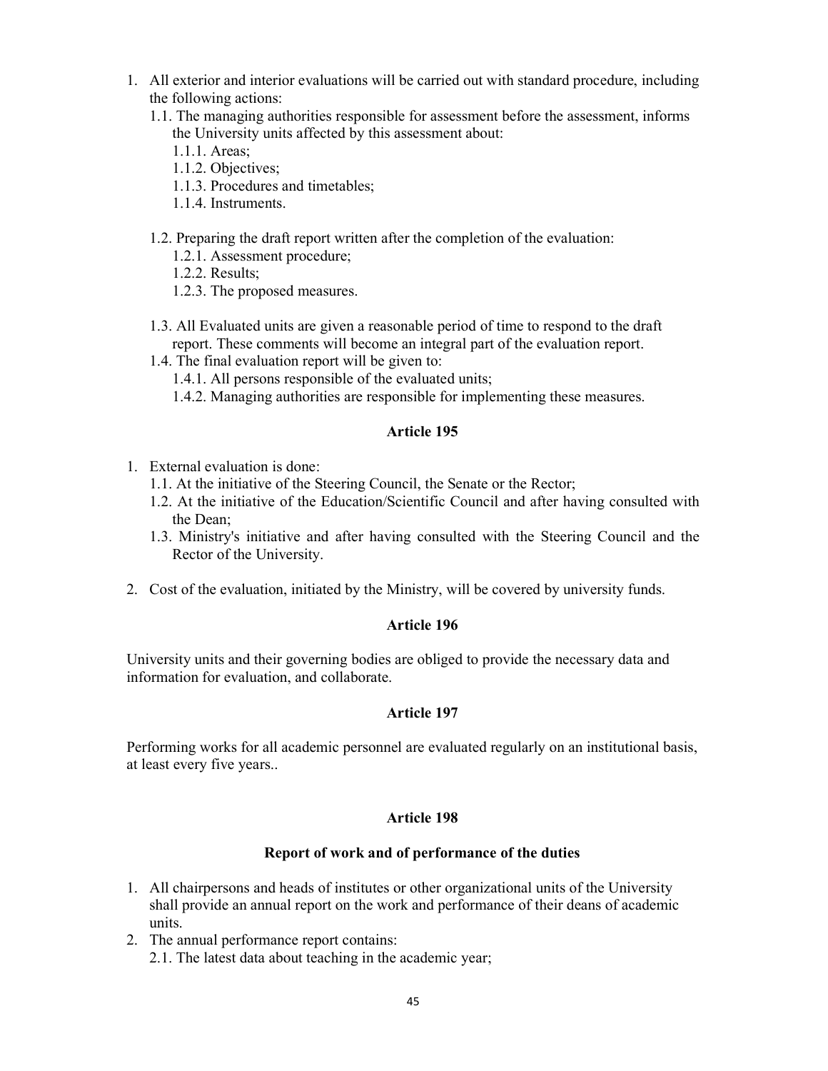1. All exterior and interior evaluations will be carried out with standard procedure, including the following actions:
   1.1. The managing authorities responsible for assessment before the assessment, informs the University units affected by this assessment about:
      1.1.1. Areas;
      1.1.2. Objectives;
      1.1.3. Procedures and timetables;
      1.1.4. Instruments.

   1.2. Preparing the draft report written after the completion of the evaluation:
      1.2.1. Assessment procedure;
      1.2.2. Results;
      1.2.3. The proposed measures.

   1.3. All Evaluated units are given a reasonable period of time to respond to the draft report. These comments will become an integral part of the evaluation report.
   1.4. The final evaluation report will be given to:
      1.4.1. All persons responsible of the evaluated units;
      1.4.2. Managing authorities are responsible for implementing these measures.

**Article 195**

1. External evaluation is done:
   1.1. At the initiative of the Steering Council, the Senate or the Rector;
   1.2. At the initiative of the Education/Scientific Council and after having consulted with the Dean;
   1.3. Ministry's initiative and after having consulted with the Steering Council and the Rector of the University.

2. Cost of the evaluation, initiated by the Ministry, will be covered by university funds.

**Article 196**

University units and their governing bodies are obliged to provide the necessary data and information for evaluation, and collaborate.

**Article 197**

Performing works for all academic personnel are evaluated regularly on an institutional basis, at least every five years..

**Article 198**

**Report of work and of performance of the duties**

1. All chairpersons and heads of institutes or other organizational units of the University shall provide an annual report on the work and performance of their deans of academic units.
2. The annual performance report contains:
   2.1. The latest data about teaching in the academic year;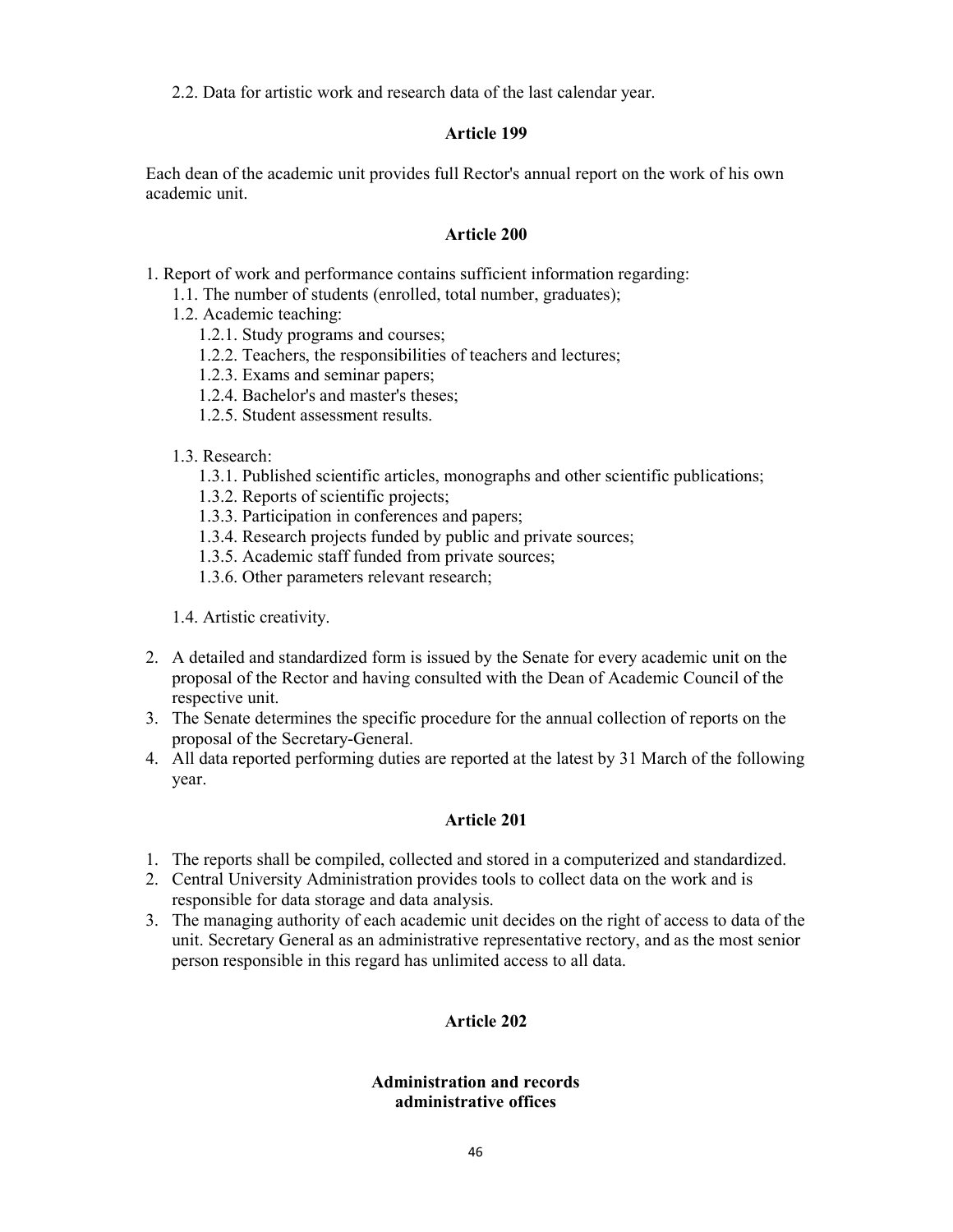2.2. Data for artistic work and research data of the last calendar year.

### Article 199

Each dean of the academic unit provides full Rector's annual report on the work of his own academic unit.

### Article 200

1. Report of work and performance contains sufficient information regarding:
   - 1.1. The number of students (enrolled, total number, graduates);
   - 1.2. Academic teaching:
     - 1.2.1. Study programs and courses;
     - 1.2.2. Teachers, the responsibilities of teachers and lectures;
     - 1.2.3. Exams and seminar papers;
     - 1.2.4. Bachelor's and master's theses;
     - 1.2.5. Student assessment results.
   - 1.3. Research:
     - 1.3.1. Published scientific articles, monographs and other scientific publications;
     - 1.3.2. Reports of scientific projects;
     - 1.3.3. Participation in conferences and papers;
     - 1.3.4. Research projects funded by public and private sources;
     - 1.3.5. Academic staff funded from private sources;
     - 1.3.6. Other parameters relevant research;
   - 1.4. Artistic creativity.
2. A detailed and standardized form is issued by the Senate for every academic unit on the proposal of the Rector and having consulted with the Dean of Academic Council of the respective unit.
3. The Senate determines the specific procedure for the annual collection of reports on the proposal of the Secretary-General.
4. All data reported performing duties are reported at the latest by 31 March of the following year.

### Article 201

1. The reports shall be compiled, collected and stored in a computerized and standardized.
2. Central University Administration provides tools to collect data on the work and is responsible for data storage and data analysis.
3. The managing authority of each academic unit decides on the right of access to data of the unit. Secretary General as an administrative representative rectory, and as the most senior person responsible in this regard has unlimited access to all data.

### Article 202

**Administration and records administrative offices**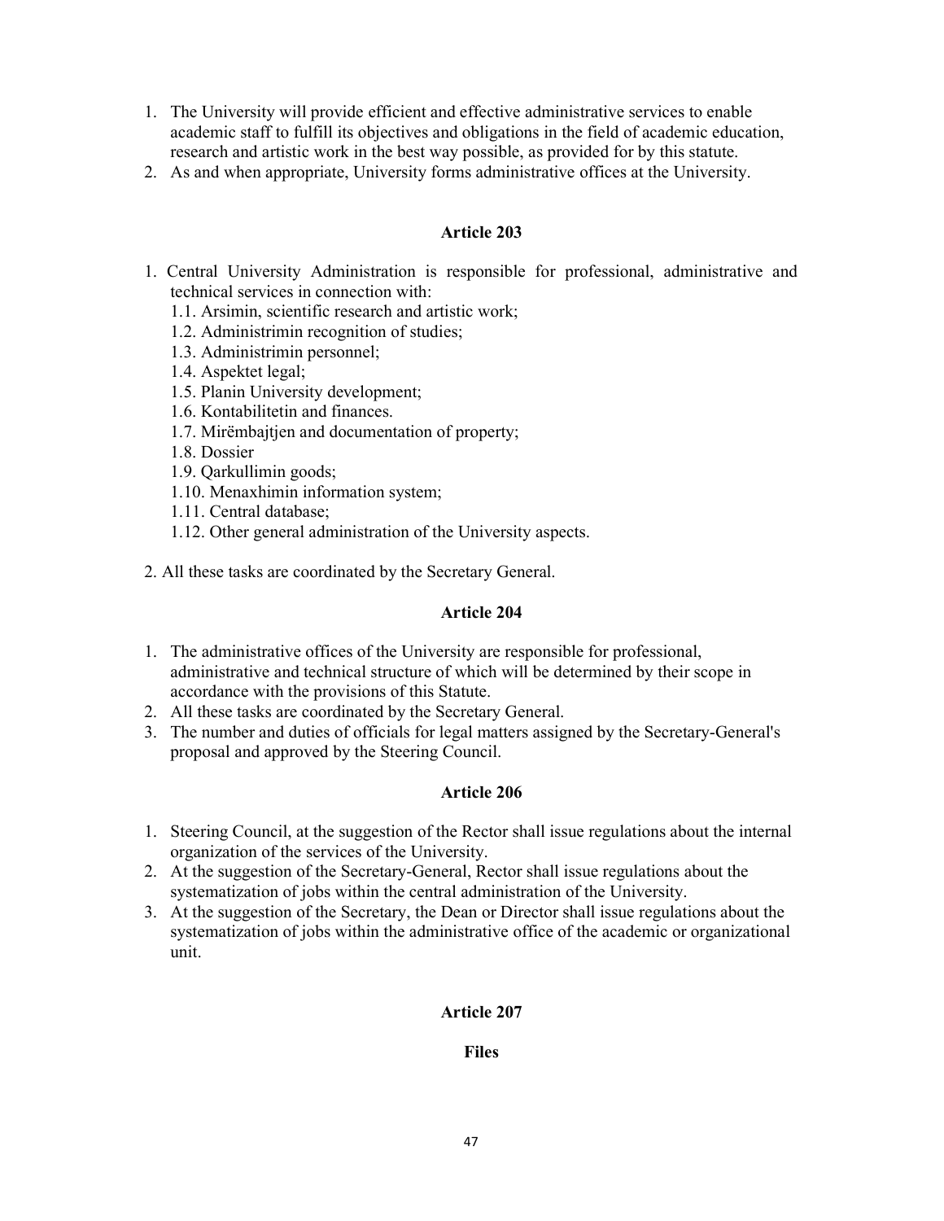1. The University will provide efficient and effective administrative services to enable academic staff to fulfill its objectives and obligations in the field of academic education, research and artistic work in the best way possible, as provided for by this statute.
2. As and when appropriate, University forms administrative offices at the University.

### Article 203

1. Central University Administration is responsible for professional, administrative and technical services in connection with:
   1.1. Arsimin, scientific research and artistic work;
   1.2. Administrimin recognition of studies;
   1.3. Administrimin personnel;
   1.4. Aspektet legal;
   1.5. Planin University development;
   1.6. Kontabilitetin and finances.
   1.7. Mirëmbajtjen and documentation of property;
   1.8. Dossier
   1.9. Qarkullimin goods;
   1.10. Menaxhimin information system;
   1.11. Central database;
   1.12. Other general administration of the University aspects.

2. All these tasks are coordinated by the Secretary General.

### Article 204

1. The administrative offices of the University are responsible for professional, administrative and technical structure of which will be determined by their scope in accordance with the provisions of this Statute.
2. All these tasks are coordinated by the Secretary General.
3. The number and duties of officials for legal matters assigned by the Secretary-General's proposal and approved by the Steering Council.

### Article 206

1. Steering Council, at the suggestion of the Rector shall issue regulations about the internal organization of the services of the University.
2. At the suggestion of the Secretary-General, Rector shall issue regulations about the systematization of jobs within the central administration of the University.
3. At the suggestion of the Secretary, the Dean or Director shall issue regulations about the systematization of jobs within the administrative office of the academic or organizational unit.

### Article 207

**Files**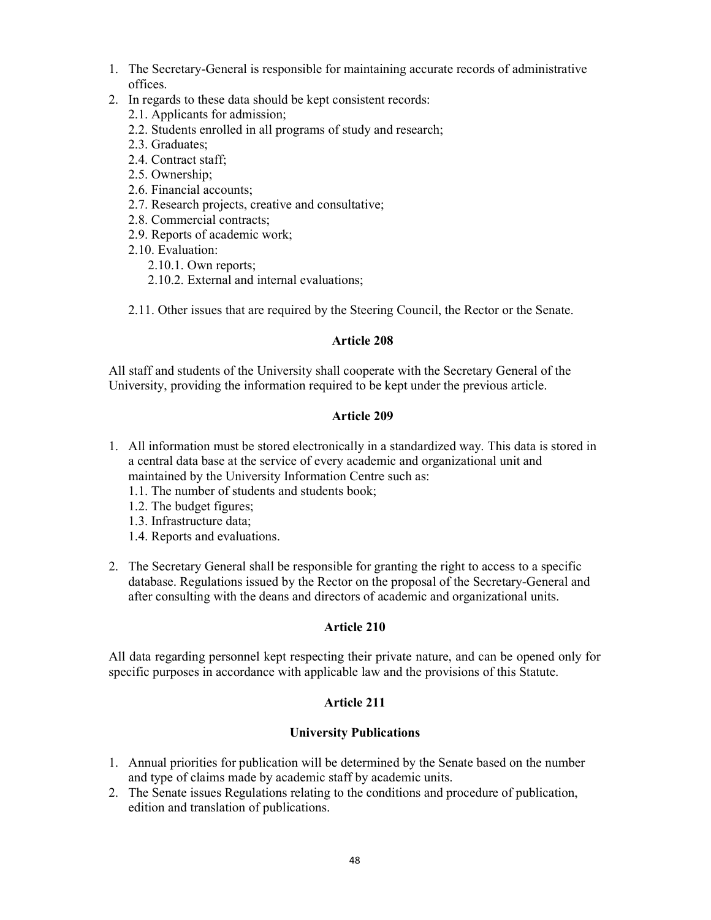1. The Secretary-General is responsible for maintaining accurate records of administrative offices.
2. In regards to these data should be kept consistent records:
   2.1. Applicants for admission;
   2.2. Students enrolled in all programs of study and research;
   2.3. Graduates;
   2.4. Contract staff;
   2.5. Ownership;
   2.6. Financial accounts;
   2.7. Research projects, creative and consultative;
   2.8. Commercial contracts;
   2.9. Reports of academic work;
   2.10. Evaluation:
      2.10.1. Own reports;
      2.10.2. External and internal evaluations;

   2.11. Other issues that are required by the Steering Council, the Rector or the Senate.

**Article 208**

All staff and students of the University shall cooperate with the Secretary General of the University, providing the information required to be kept under the previous article.

**Article 209**

1. All information must be stored electronically in a standardized way. This data is stored in a central data base at the service of every academic and organizational unit and maintained by the University Information Centre such as:
   1.1. The number of students and students book;
   1.2. The budget figures;
   1.3. Infrastructure data;
   1.4. Reports and evaluations.

2. The Secretary General shall be responsible for granting the right to access to a specific database. Regulations issued by the Rector on the proposal of the Secretary-General and after consulting with the deans and directors of academic and organizational units.

**Article 210**

All data regarding personnel kept respecting their private nature, and can be opened only for specific purposes in accordance with applicable law and the provisions of this Statute.

**Article 211**

**University Publications**

1. Annual priorities for publication will be determined by the Senate based on the number and type of claims made by academic staff by academic units.
2. The Senate issues Regulations relating to the conditions and procedure of publication, edition and translation of publications.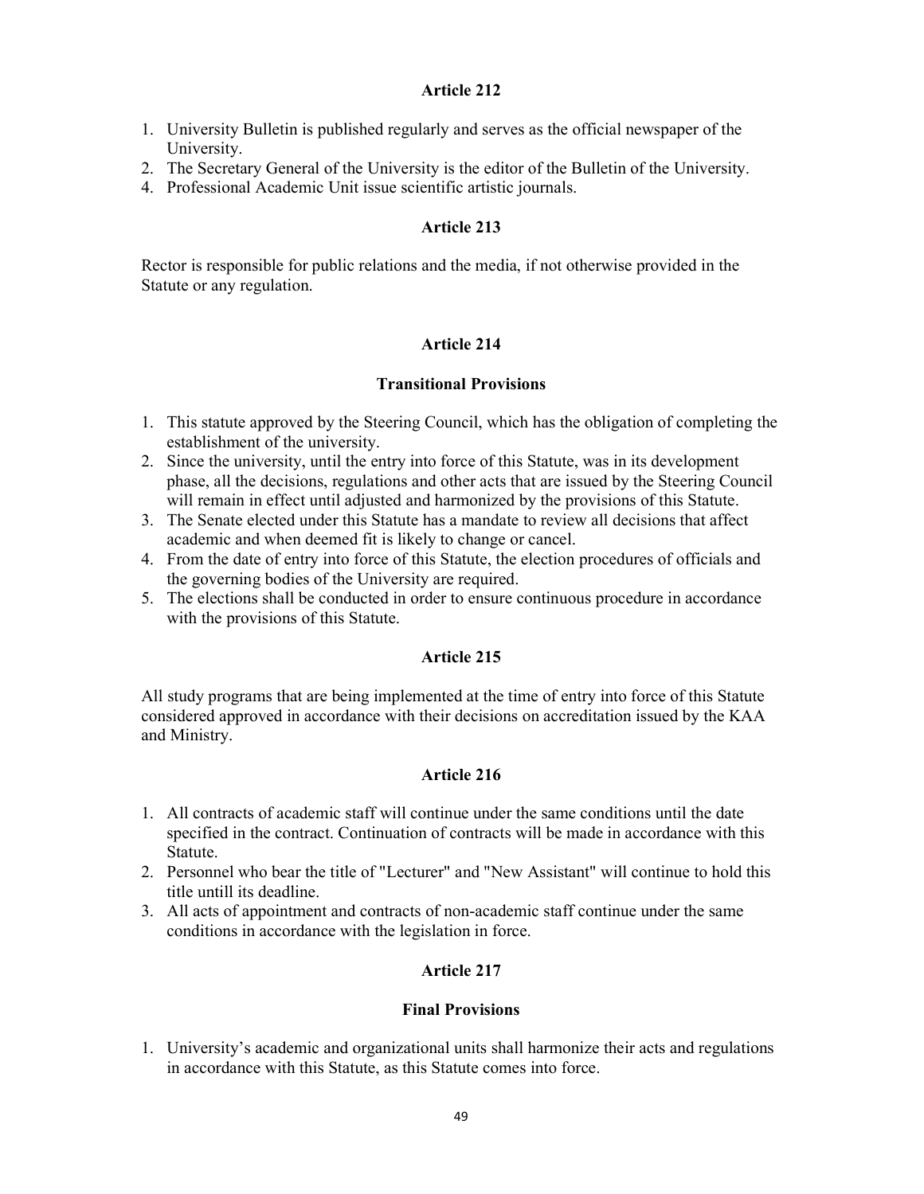### Article 212

1. University Bulletin is published regularly and serves as the official newspaper of the University.
2. The Secretary General of the University is the editor of the Bulletin of the University.
4. Professional Academic Unit issue scientific artistic journals.

### Article 213

Rector is responsible for public relations and the media, if not otherwise provided in the Statute or any regulation.

### Article 214

### Transitional Provisions

1. This statute approved by the Steering Council, which has the obligation of completing the establishment of the university.
2. Since the university, until the entry into force of this Statute, was in its development phase, all the decisions, regulations and other acts that are issued by the Steering Council will remain in effect until adjusted and harmonized by the provisions of this Statute.
3. The Senate elected under this Statute has a mandate to review all decisions that affect academic and when deemed fit is likely to change or cancel.
4. From the date of entry into force of this Statute, the election procedures of officials and the governing bodies of the University are required.
5. The elections shall be conducted in order to ensure continuous procedure in accordance with the provisions of this Statute.

### Article 215

All study programs that are being implemented at the time of entry into force of this Statute considered approved in accordance with their decisions on accreditation issued by the KAA and Ministry.

### Article 216

1. All contracts of academic staff will continue under the same conditions until the date specified in the contract. Continuation of contracts will be made in accordance with this Statute.
2. Personnel who bear the title of "Lecturer" and "New Assistant" will continue to hold this title untill its deadline.
3. All acts of appointment and contracts of non-academic staff continue under the same conditions in accordance with the legislation in force.

### Article 217

### Final Provisions

1. University's academic and organizational units shall harmonize their acts and regulations in accordance with this Statute, as this Statute comes into force.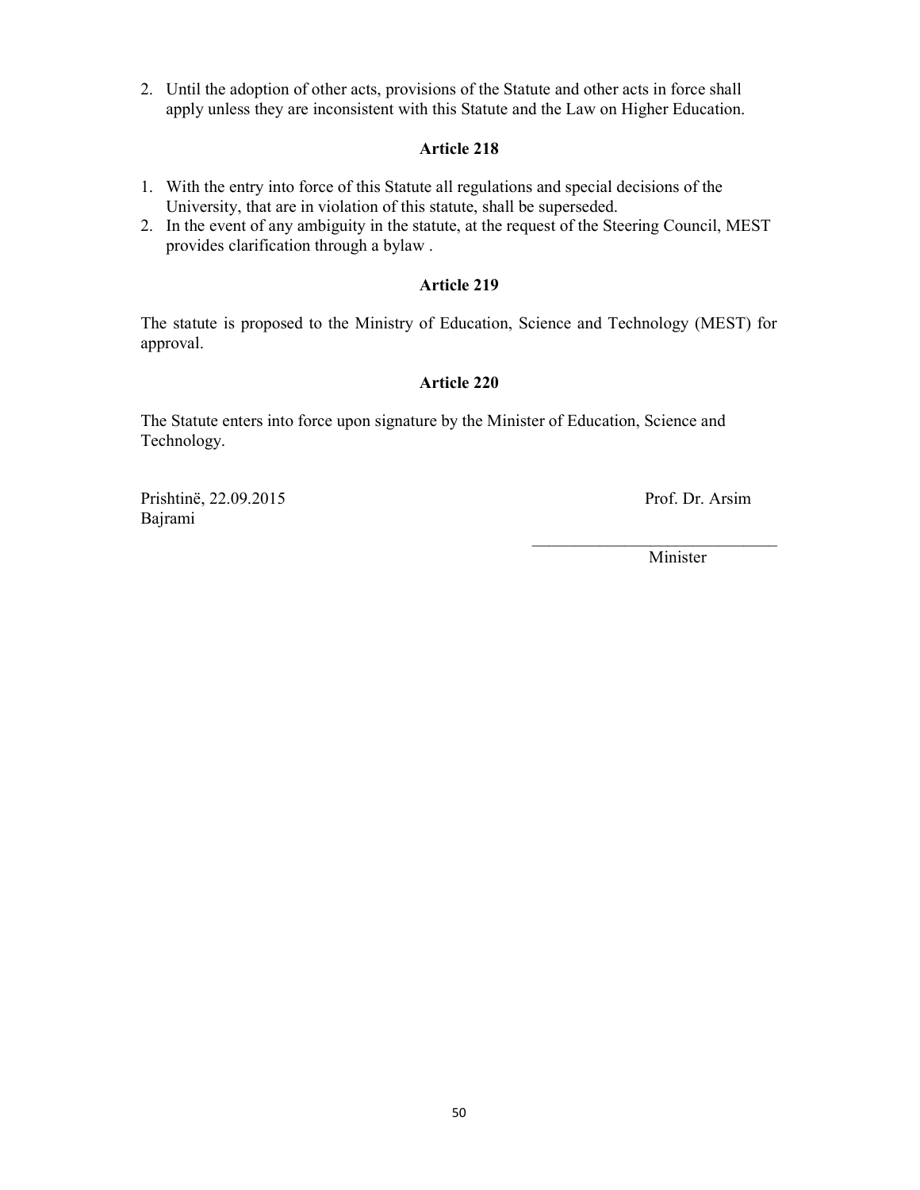2. Until the adoption of other acts, provisions of the Statute and other acts in force shall apply unless they are inconsistent with this Statute and the Law on Higher Education.

**Article 218**

1. With the entry into force of this Statute all regulations and special decisions of the University, that are in violation of this statute, shall be superseded.
2. In the event of any ambiguity in the statute, at the request of the Steering Council, MEST provides clarification through a bylaw .

**Article 219**

The statute is proposed to the Ministry of Education, Science and Technology (MEST) for approval.

**Article 220**

The Statute enters into force upon signature by the Minister of Education, Science and Technology.

Prishtinë, 22.09.2015

Prof. Dr. Arsim Bajrami

______________________________

Minister